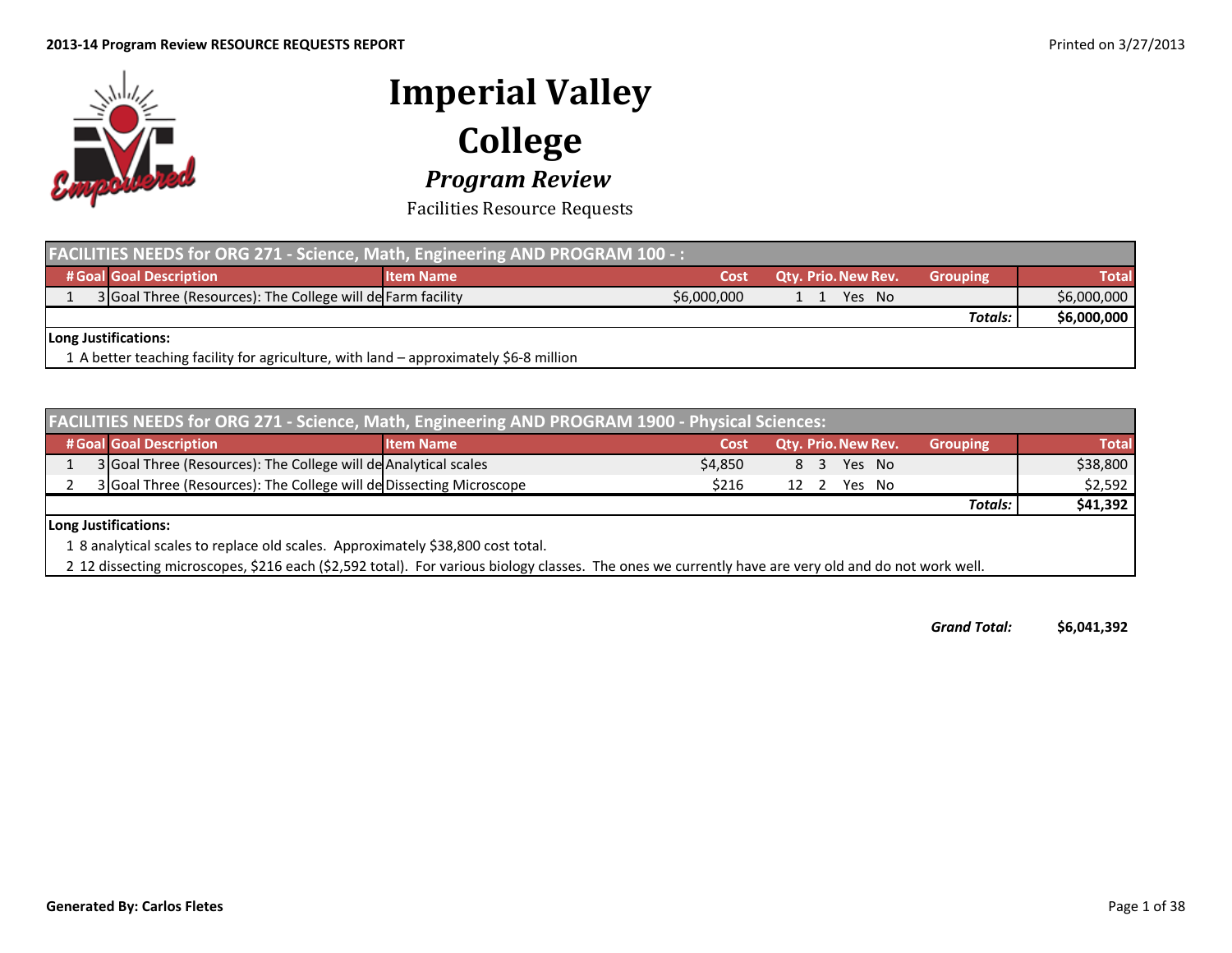2013-14 Program Review RESOURCE REQUESTS REPORT

Printed on 3/27/2013

# Imperial Valley College

## *Program Review*

Facilities Resource Requests

### FACILITIES NEEDS for ORG 271 - Science, Math, Engineering AND PROGRAM 100 - :

| # | Goal | Goal Description | Item Name | Cost | Qty. | Prio. | New | Rev. | Grouping | Total |
|---|---|---|---|---|---|---|---|---|---|---|
| 1 | 3 | Goal Three (Resources): The College will de | Farm facility | $6,000,000 | 1 | 1 | Yes | No | | $6,000,000 |
| | | | | | | | | | ***Totals:*** | **$6,000,000** |

**Long Justifications:**

1 A better teaching facility for agriculture, with land – approximately $6-8 million

### FACILITIES NEEDS for ORG 271 - Science, Math, Engineering AND PROGRAM 1900 - Physical Sciences:

| # | Goal | Goal Description | Item Name | Cost | Qty. | Prio. | New | Rev. | Grouping | Total |
|---|---|---|---|---|---|---|---|---|---|---|
| 1 | 3 | Goal Three (Resources): The College will de | Analytical scales | $4,850 | 8 | 3 | Yes | No | | $38,800 |
| 2 | 3 | Goal Three (Resources): The College will de | Dissecting Microscope | $216 | 12 | 2 | Yes | No | | $2,592 |
| | | | | | | | | | ***Totals:*** | **$41,392** |

**Long Justifications:**

1 8 analytical scales to replace old scales. Approximately $38,800 cost total.

2 12 dissecting microscopes, $216 each ($2,592 total). For various biology classes. The ones we currently have are very old and do not work well.

***Grand Total:*** **$6,041,392**

**Generated By: Carlos Fletes**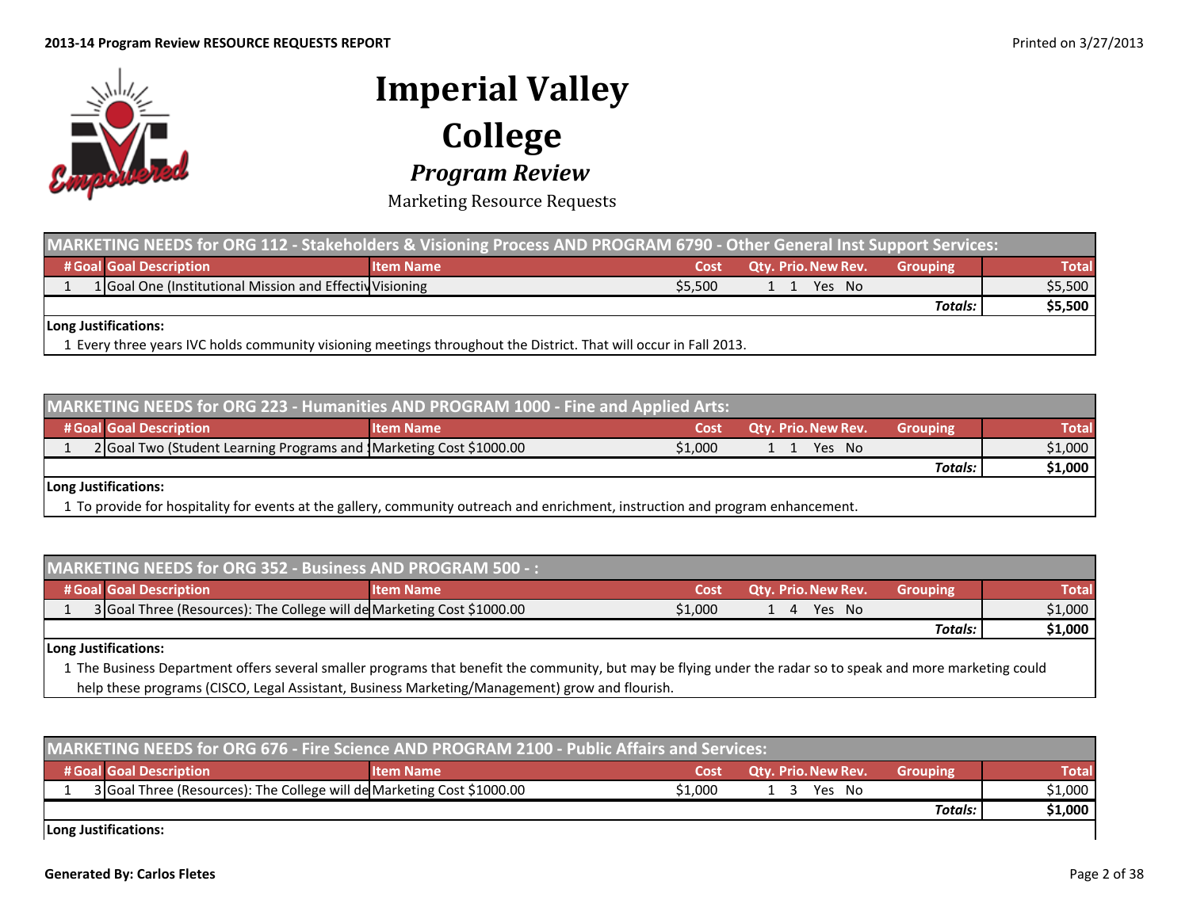# Imperial Valley College

## *Program Review*

Marketing Resource Requests

| MARKETING NEEDS for ORG 112 - Stakeholders & Visioning Process AND PROGRAM 6790 - Other General Inst Support Services: | | | | | | | | | | |
|---|---|---|---|---|---|---|---|---|---|---|
| # | Goal | Goal Description | Item Name | Cost | Qty. | Prio. | New | Rev. | Grouping | Total |
| 1 | 1 | Goal One (Institutional Mission and Effectiv | Visioning | $5,500 | 1 | 1 | Yes | No | | $5,500 |
| | | | | | | | | | Totals: | $5,500 |

**Long Justifications:**

1 Every three years IVC holds community visioning meetings throughout the District. That will occur in Fall 2013.

| MARKETING NEEDS for ORG 223 - Humanities AND PROGRAM 1000 - Fine and Applied Arts: | | | | | | | | | | |
|---|---|---|---|---|---|---|---|---|---|---|
| # | Goal | Goal Description | Item Name | Cost | Qty. | Prio. | New | Rev. | Grouping | Total |
| 1 | 2 | Goal Two (Student Learning Programs and | Marketing Cost $1000.00 | $1,000 | 1 | 1 | Yes | No | | $1,000 |
| | | | | | | | | | Totals: | $1,000 |

**Long Justifications:**

1 To provide for hospitality for events at the gallery, community outreach and enrichment, instruction and program enhancement.

| MARKETING NEEDS for ORG 352 - Business AND PROGRAM 500 - : | | | | | | | | | | |
|---|---|---|---|---|---|---|---|---|---|---|
| # | Goal | Goal Description | Item Name | Cost | Qty. | Prio. | New | Rev. | Grouping | Total |
| 1 | 3 | Goal Three (Resources): The College will de | Marketing Cost $1000.00 | $1,000 | 1 | 4 | Yes | No | | $1,000 |
| | | | | | | | | | Totals: | $1,000 |

**Long Justifications:**

1 The Business Department offers several smaller programs that benefit the community, but may be flying under the radar so to speak and more marketing could help these programs (CISCO, Legal Assistant, Business Marketing/Management) grow and flourish.

| MARKETING NEEDS for ORG 676 - Fire Science AND PROGRAM 2100 - Public Affairs and Services: | | | | | | | | | | |
|---|---|---|---|---|---|---|---|---|---|---|
| # | Goal | Goal Description | Item Name | Cost | Qty. | Prio. | New | Rev. | Grouping | Total |
| 1 | 3 | Goal Three (Resources): The College will de | Marketing Cost $1000.00 | $1,000 | 1 | 3 | Yes | No | | $1,000 |
| | | | | | | | | | Totals: | $1,000 |

**Long Justifications:**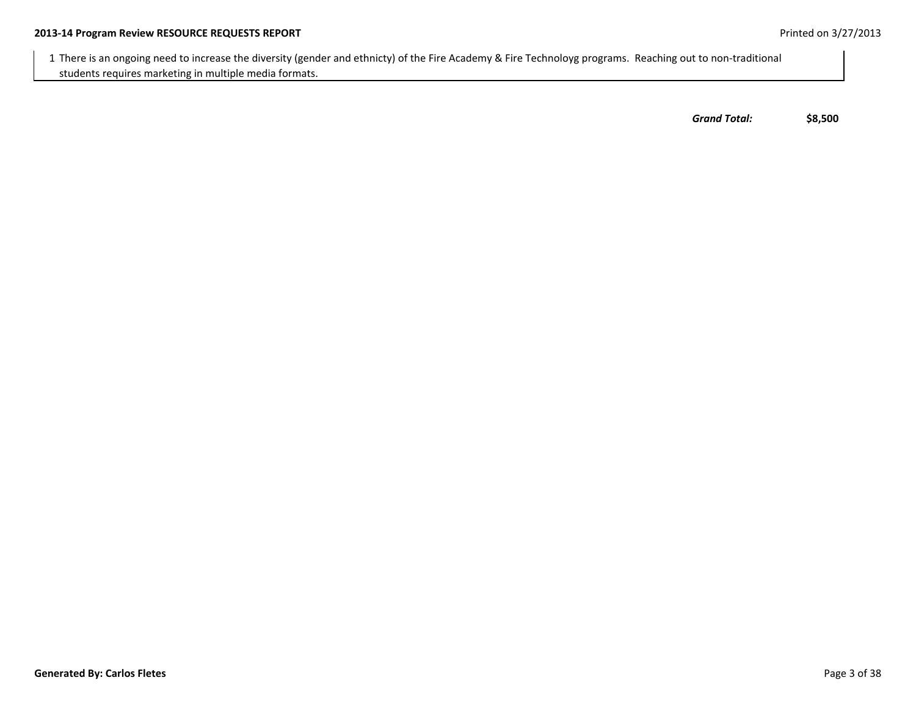1 There is an ongoing need to increase the diversity (gender and ethnicty) of the Fire Academy & Fire Technoloyg programs. Reaching out to non-traditional students requires marketing in multiple media formats.

***Grand Total:*** **$8,500**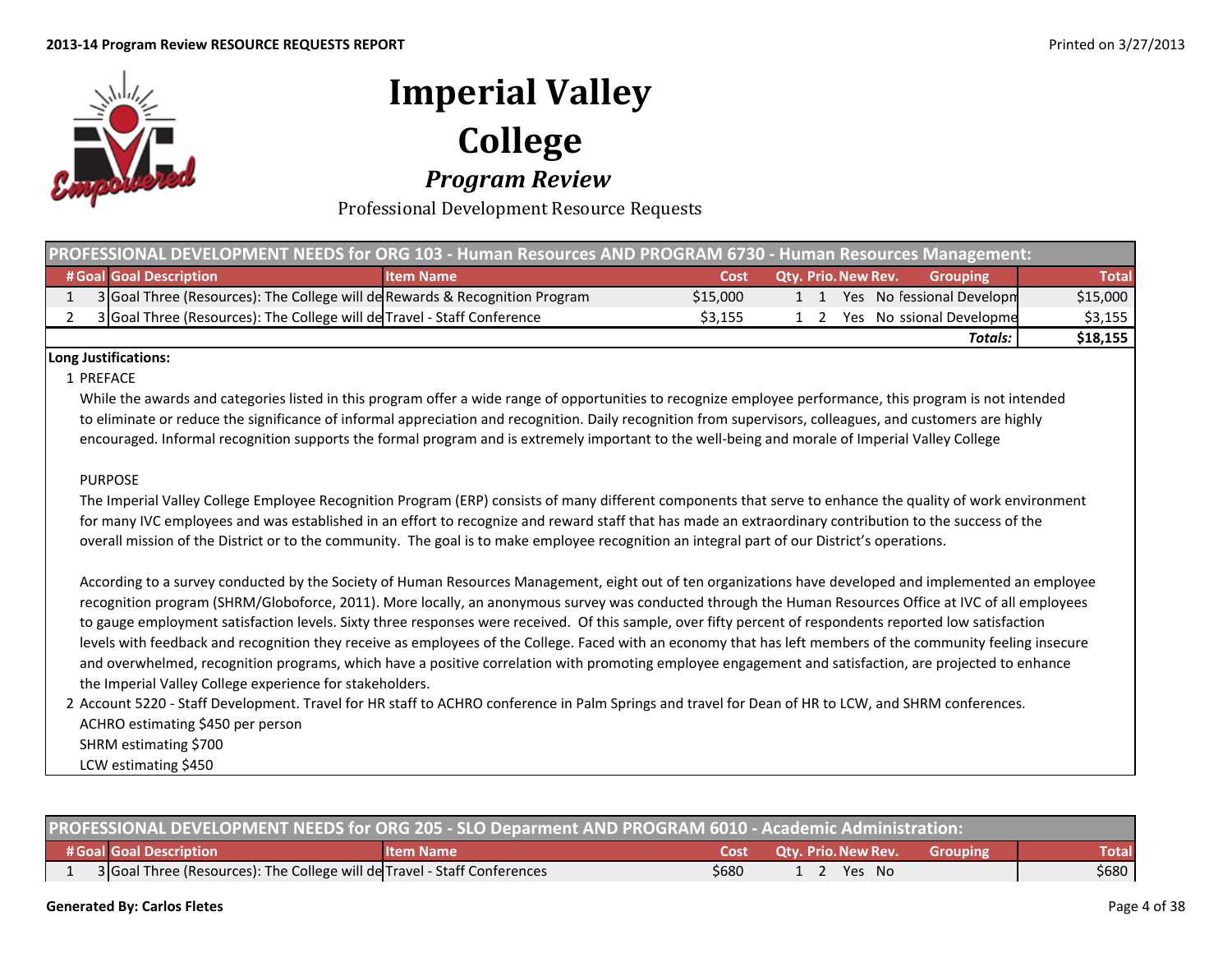# Imperial Valley College

## *Program Review*

Professional Development Resource Requests

| PROFESSIONAL DEVELOPMENT NEEDS for ORG 103 - Human Resources AND PROGRAM 6730 - Human Resources Management: | | | | | | | | | | |
|---|---|---|---|---|---|---|---|---|---|---|
| **#** | **Goal** | **Goal Description** | **Item Name** | **Cost** | **Qty.** | **Prio.** | **New** | **Rev.** | **Grouping** | **Total** |
| 1 | 3 | Goal Three (Resources): The College will de | Rewards & Recognition Program | $15,000 | 1 | 1 | Yes | No | fessional Developm | $15,000 |
| 2 | 3 | Goal Three (Resources): The College will de | Travel - Staff Conference | $3,155 | 1 | 2 | Yes | No | ssional Developme | $3,155 |
| | | | | | | | | | ***Totals:*** | **$18,155** |

**Long Justifications:**

1 PREFACE

While the awards and categories listed in this program offer a wide range of opportunities to recognize employee performance, this program is not intended to eliminate or reduce the significance of informal appreciation and recognition. Daily recognition from supervisors, colleagues, and customers are highly encouraged. Informal recognition supports the formal program and is extremely important to the well-being and morale of Imperial Valley College

PURPOSE

The Imperial Valley College Employee Recognition Program (ERP) consists of many different components that serve to enhance the quality of work environment for many IVC employees and was established in an effort to recognize and reward staff that has made an extraordinary contribution to the success of the overall mission of the District or to the community. The goal is to make employee recognition an integral part of our District's operations.

According to a survey conducted by the Society of Human Resources Management, eight out of ten organizations have developed and implemented an employee recognition program (SHRM/Globoforce, 2011). More locally, an anonymous survey was conducted through the Human Resources Office at IVC of all employees to gauge employment satisfaction levels. Sixty three responses were received. Of this sample, over fifty percent of respondents reported low satisfaction levels with feedback and recognition they receive as employees of the College. Faced with an economy that has left members of the community feeling insecure and overwhelmed, recognition programs, which have a positive correlation with promoting employee engagement and satisfaction, are projected to enhance the Imperial Valley College experience for stakeholders.

2 Account 5220 - Staff Development. Travel for HR staff to ACHRO conference in Palm Springs and travel for Dean of HR to LCW, and SHRM conferences.

ACHRO estimating $450 per person

SHRM estimating $700

LCW estimating $450

| PROFESSIONAL DEVELOPMENT NEEDS for ORG 205 - SLO Deparment AND PROGRAM 6010 - Academic Administration: | | | | | | | | | | |
|---|---|---|---|---|---|---|---|---|---|---|
| **#** | **Goal** | **Goal Description** | **Item Name** | **Cost** | **Qty.** | **Prio.** | **New** | **Rev.** | **Grouping** | **Total** |
| 1 | 3 | Goal Three (Resources): The College will de | Travel - Staff Conferences | $680 | 1 | 2 | Yes | No | | $680 |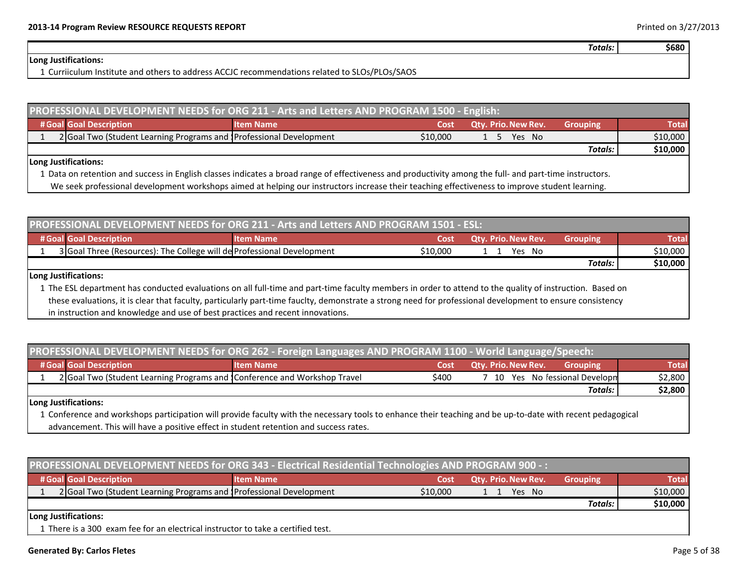| | Totals: | $680 |
|---|---|---|

**Long Justifications:**

1 Curriiculum Institute and others to address ACCJC recommendations related to SLOs/PLOs/SAOS

## PROFESSIONAL DEVELOPMENT NEEDS for ORG 211 - Arts and Letters AND PROGRAM 1500 - English:

| # | Goal | Goal Description | Item Name | Cost | Qty. | Prio. | New | Rev. | Grouping | Total |
|---|---|---|---|---|---|---|---|---|---|---|
| 1 | 2 | Goal Two (Student Learning Programs and ! | Professional Development | $10,000 | 1 | 5 | Yes | No | | $10,000 |
| | | | | | | | | | Totals: | $10,000 |

**Long Justifications:**

1 Data on retention and success in English classes indicates a broad range of effectiveness and productivity among the full- and part-time instructors. We seek professional development workshops aimed at helping our instructors increase their teaching effectiveness to improve student learning.

## PROFESSIONAL DEVELOPMENT NEEDS for ORG 211 - Arts and Letters AND PROGRAM 1501 - ESL:

| # | Goal | Goal Description | Item Name | Cost | Qty. | Prio. | New | Rev. | Grouping | Total |
|---|---|---|---|---|---|---|---|---|---|---|
| 1 | 3 | Goal Three (Resources): The College will de | Professional Development | $10,000 | 1 | 1 | Yes | No | | $10,000 |
| | | | | | | | | | Totals: | $10,000 |

**Long Justifications:**

1 The ESL department has conducted evaluations on all full-time and part-time faculty members in order to attend to the quality of instruction. Based on these evaluations, it is clear that faculty, particularly part-time fauclty, demonstrate a strong need for professional development to ensure consistency in instruction and knowledge and use of best practices and recent innovations.

## PROFESSIONAL DEVELOPMENT NEEDS for ORG 262 - Foreign Languages AND PROGRAM 1100 - World Language/Speech:

| # | Goal | Goal Description | Item Name | Cost | Qty. | Prio. | New | Rev. | Grouping | Total |
|---|---|---|---|---|---|---|---|---|---|---|
| 1 | 2 | Goal Two (Student Learning Programs and ! | Conference and Workshop Travel | $400 | 7 | 10 | Yes | No | fessional Developn | $2,800 |
| | | | | | | | | | Totals: | $2,800 |

**Long Justifications:**

1 Conference and workshops participation will provide faculty with the necessary tools to enhance their teaching and be up-to-date with recent pedagogical advancement. This will have a positive effect in student retention and success rates.

## PROFESSIONAL DEVELOPMENT NEEDS for ORG 343 - Electrical Residential Technologies AND PROGRAM 900 - :

| # | Goal | Goal Description | Item Name | Cost | Qty. | Prio. | New | Rev. | Grouping | Total |
|---|---|---|---|---|---|---|---|---|---|---|
| 1 | 2 | Goal Two (Student Learning Programs and ! | Professional Development | $10,000 | 1 | 1 | Yes | No | | $10,000 |
| | | | | | | | | | Totals: | $10,000 |

**Long Justifications:**

1 There is a 300 exam fee for an electrical instructor to take a certified test.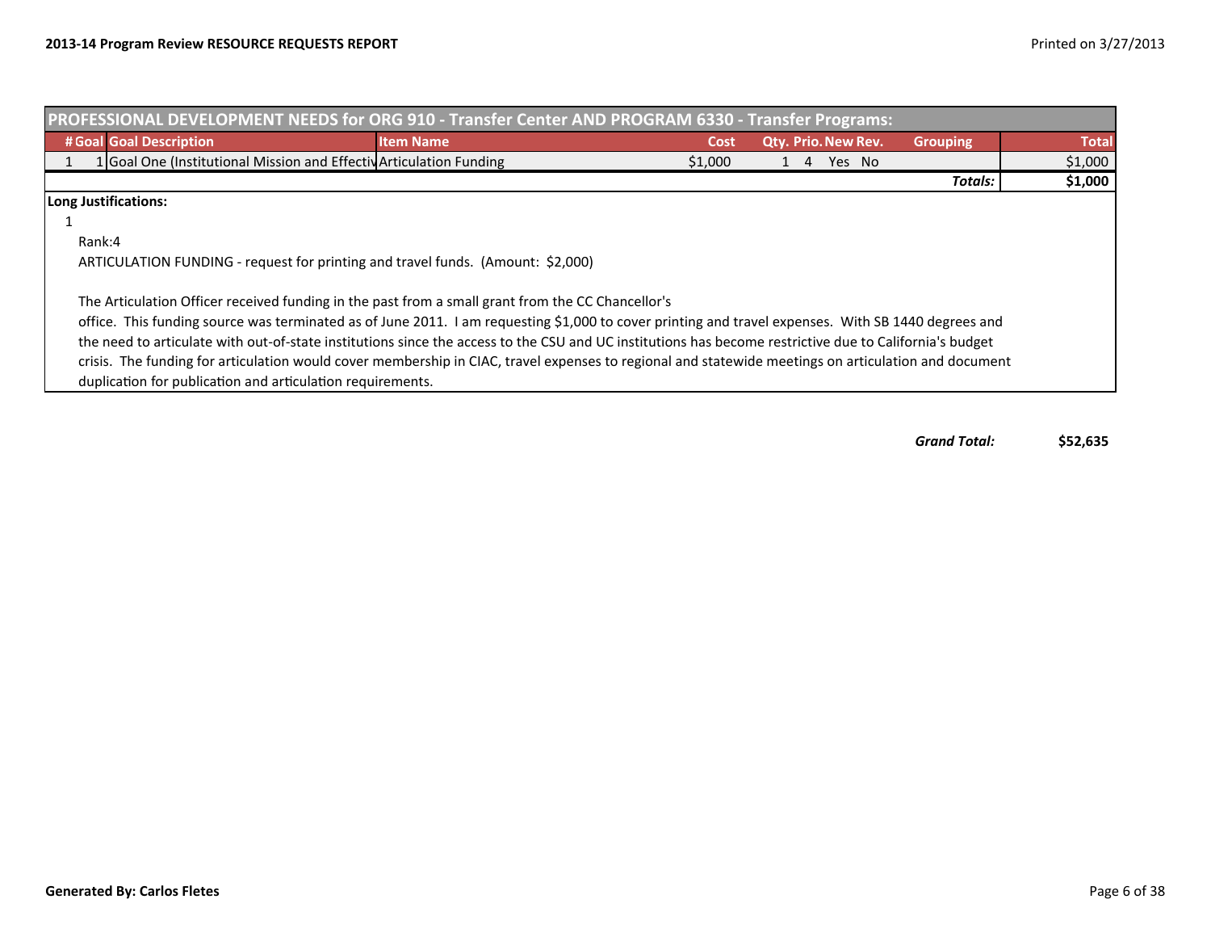## PROFESSIONAL DEVELOPMENT NEEDS for ORG 910 - Transfer Center AND PROGRAM 6330 - Transfer Programs:

| # | Goal | Goal Description | Item Name | Cost | Qty. | Prio. | New | Rev. | Grouping | Total |
|---|---|---|---|---|---|---|---|---|---|---|
| 1 | 1 | Goal One (Institutional Mission and Effectiv | Articulation Funding | $1,000 | 1 | 4 | Yes | No | | $1,000 |
| | | | | | | | | | **Totals:** | **$1,000** |

**Long Justifications:**

1

Rank:4

ARTICULATION FUNDING - request for printing and travel funds. (Amount: $2,000)

The Articulation Officer received funding in the past from a small grant from the CC Chancellor's office. This funding source was terminated as of June 2011. I am requesting $1,000 to cover printing and travel expenses. With SB 1440 degrees and the need to articulate with out-of-state institutions since the access to the CSU and UC institutions has become restrictive due to California's budget crisis. The funding for articulation would cover membership in CIAC, travel expenses to regional and statewide meetings on articulation and document duplication for publication and articulation requirements.

***Grand Total:*** **$52,635**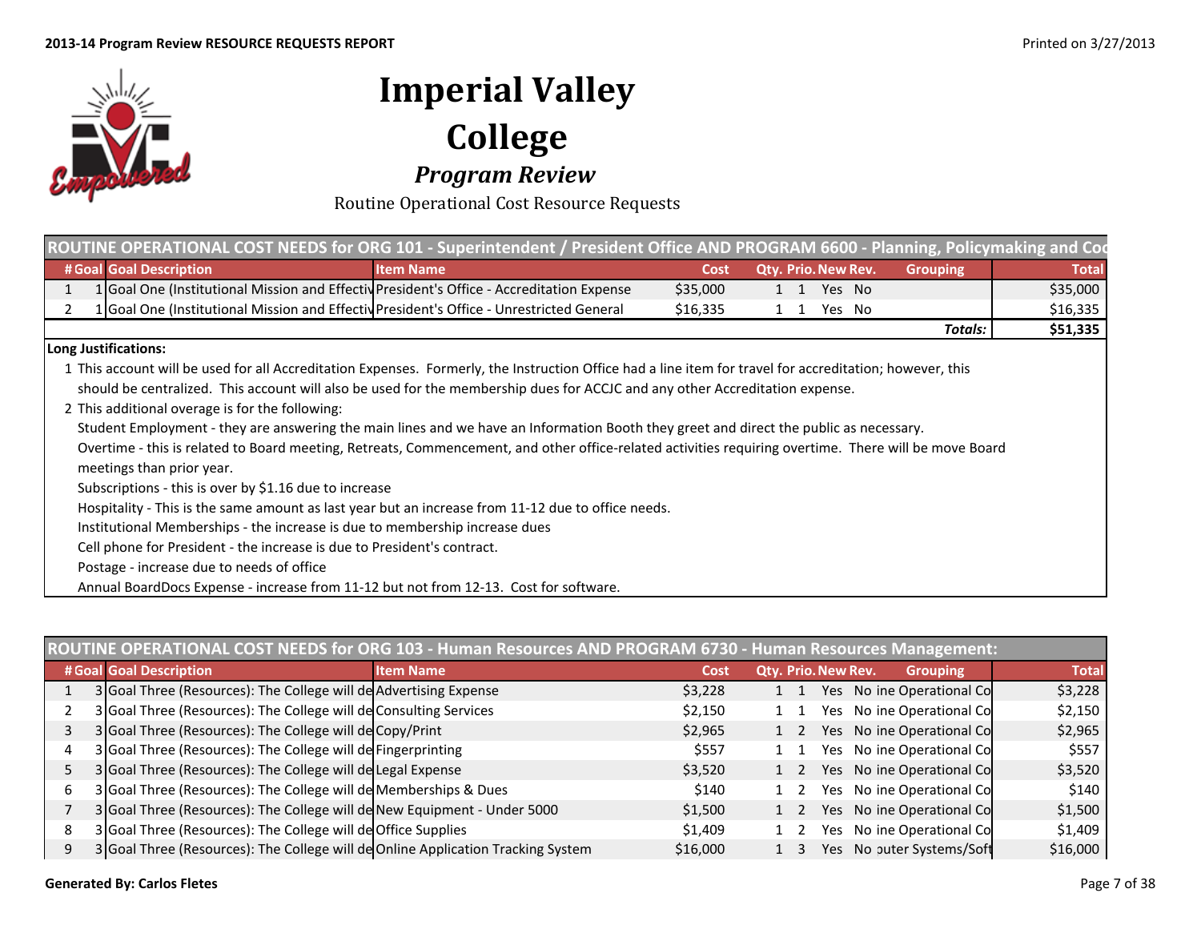# Imperial Valley College

## *Program Review*

Routine Operational Cost Resource Requests

| ROUTINE OPERATIONAL COST NEEDS for ORG 101 - Superintendent / President Office AND PROGRAM 6600 - Planning, Policymaking and Coo | | | | | | | | | | |
|---|---|---|---|---|---|---|---|---|---|---|
| # | Goal | Goal Description | Item Name | Cost | Qty. | Prio. | New | Rev. | Grouping | Total |
| 1 | 1 | Goal One (Institutional Mission and Effectiv | President's Office - Accreditation Expense | $35,000 | 1 | 1 | Yes | No | | $35,000 |
| 2 | 1 | Goal One (Institutional Mission and Effectiv | President's Office - Unrestricted General | $16,335 | 1 | 1 | Yes | No | | $16,335 |
| | | | | | | | | | *Totals:* | **$51,335** |

**Long Justifications:**

1 This account will be used for all Accreditation Expenses. Formerly, the Instruction Office had a line item for travel for accreditation; however, this should be centralized. This account will also be used for the membership dues for ACCJC and any other Accreditation expense.

2 This additional overage is for the following:

Student Employment - they are answering the main lines and we have an Information Booth they greet and direct the public as necessary.

Overtime - this is related to Board meeting, Retreats, Commencement, and other office-related activities requiring overtime. There will be move Board meetings than prior year.

Subscriptions - this is over by $1.16 due to increase

Hospitality - This is the same amount as last year but an increase from 11-12 due to office needs.

Institutional Memberships - the increase is due to membership increase dues

Cell phone for President - the increase is due to President's contract.

Postage - increase due to needs of office

Annual BoardDocs Expense - increase from 11-12 but not from 12-13. Cost for software.

| ROUTINE OPERATIONAL COST NEEDS for ORG 103 - Human Resources AND PROGRAM 6730 - Human Resources Management: | | | | | | | | | | |
|---|---|---|---|---|---|---|---|---|---|---|
| # | Goal | Goal Description | Item Name | Cost | Qty. | Prio. | New | Rev. | Grouping | Total |
| 1 | 3 | Goal Three (Resources): The College will de | Advertising Expense | $3,228 | 1 | 1 | Yes | No | ine Operational Co | $3,228 |
| 2 | 3 | Goal Three (Resources): The College will de | Consulting Services | $2,150 | 1 | 1 | Yes | No | ine Operational Co | $2,150 |
| 3 | 3 | Goal Three (Resources): The College will de | Copy/Print | $2,965 | 1 | 2 | Yes | No | ine Operational Co | $2,965 |
| 4 | 3 | Goal Three (Resources): The College will de | Fingerprinting | $557 | 1 | 1 | Yes | No | ine Operational Co | $557 |
| 5 | 3 | Goal Three (Resources): The College will de | Legal Expense | $3,520 | 1 | 2 | Yes | No | ine Operational Co | $3,520 |
| 6 | 3 | Goal Three (Resources): The College will de | Memberships & Dues | $140 | 1 | 2 | Yes | No | ine Operational Co | $140 |
| 7 | 3 | Goal Three (Resources): The College will de | New Equipment - Under 5000 | $1,500 | 1 | 2 | Yes | No | ine Operational Co | $1,500 |
| 8 | 3 | Goal Three (Resources): The College will de | Office Supplies | $1,409 | 1 | 2 | Yes | No | ine Operational Co | $1,409 |
| 9 | 3 | Goal Three (Resources): The College will de | Online Application Tracking System | $16,000 | 1 | 3 | Yes | No | outer Systems/Soft | $16,000 |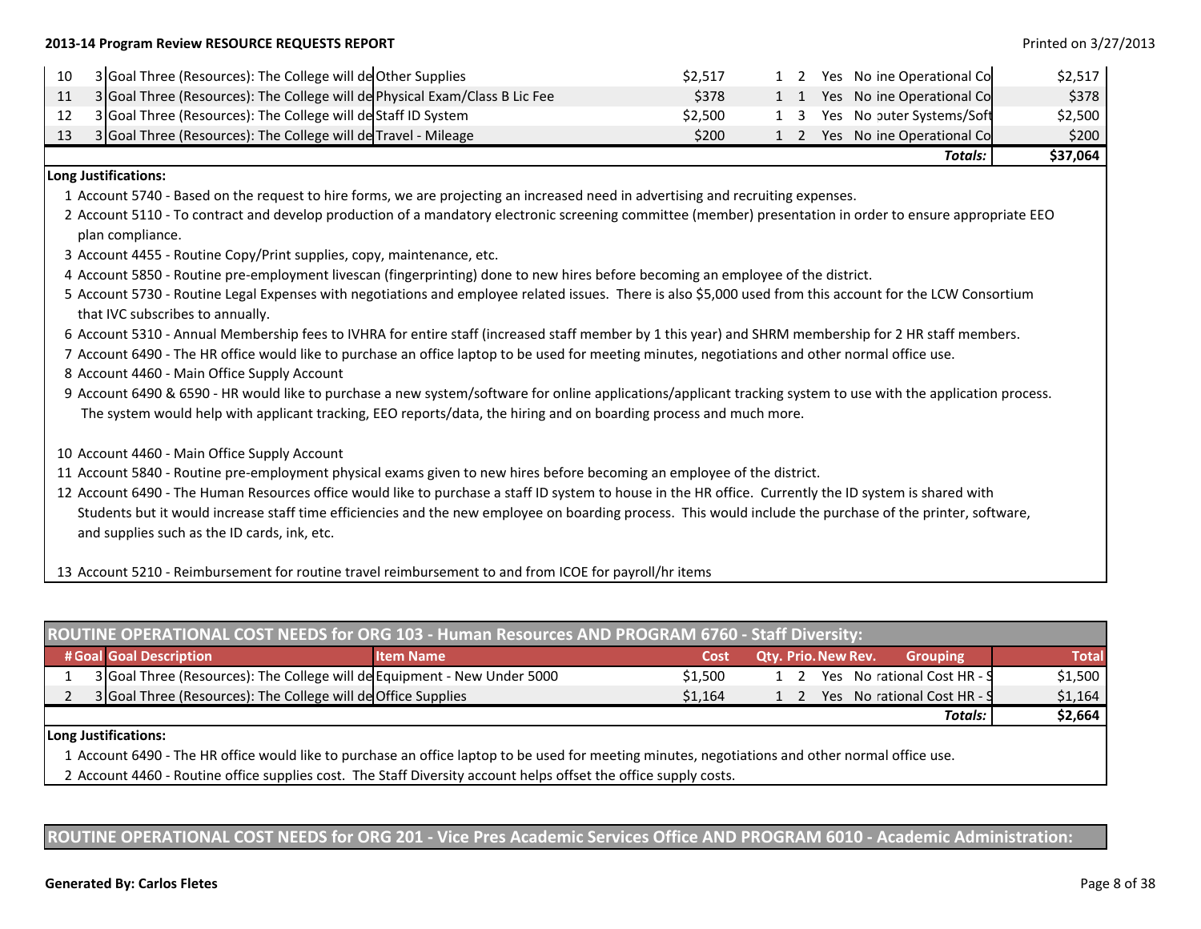| # | Goal | Goal Description | Item Name | Cost | Qty. | Prio. | New | Rev. | Grouping | Total |
|---|---|---|---|---|---|---|---|---|---|---|
| 10 | 3 | Goal Three (Resources): The College will de | Other Supplies | $2,517 | 1 | 2 | Yes | No | ine Operational Co | $2,517 |
| 11 | 3 | Goal Three (Resources): The College will de | Physical Exam/Class B Lic Fee | $378 | 1 | 1 | Yes | No | ine Operational Co | $378 |
| 12 | 3 | Goal Three (Resources): The College will de | Staff ID System | $2,500 | 1 | 3 | Yes | No | puter Systems/Soft | $2,500 |
| 13 | 3 | Goal Three (Resources): The College will de | Travel - Mileage | $200 | 1 | 2 | Yes | No | ine Operational Co | $200 |
| | | | | | | | | | ***Totals:*** | **$37,064** |

**Long Justifications:**

1 Account 5740 - Based on the request to hire forms, we are projecting an increased need in advertising and recruiting expenses.

2 Account 5110 - To contract and develop production of a mandatory electronic screening committee (member) presentation in order to ensure appropriate EEO plan compliance.

3 Account 4455 - Routine Copy/Print supplies, copy, maintenance, etc.

4 Account 5850 - Routine pre-employment livescan (fingerprinting) done to new hires before becoming an employee of the district.

5 Account 5730 - Routine Legal Expenses with negotiations and employee related issues. There is also $5,000 used from this account for the LCW Consortium that IVC subscribes to annually.

6 Account 5310 - Annual Membership fees to IVHRA for entire staff (increased staff member by 1 this year) and SHRM membership for 2 HR staff members.

7 Account 6490 - The HR office would like to purchase an office laptop to be used for meeting minutes, negotiations and other normal office use.

8 Account 4460 - Main Office Supply Account

9 Account 6490 & 6590 - HR would like to purchase a new system/software for online applications/applicant tracking system to use with the application process. The system would help with applicant tracking, EEO reports/data, the hiring and on boarding process and much more.

10 Account 4460 - Main Office Supply Account

11 Account 5840 - Routine pre-employment physical exams given to new hires before becoming an employee of the district.

12 Account 6490 - The Human Resources office would like to purchase a staff ID system to house in the HR office. Currently the ID system is shared with Students but it would increase staff time efficiencies and the new employee on boarding process. This would include the purchase of the printer, software, and supplies such as the ID cards, ink, etc.

13 Account 5210 - Reimbursement for routine travel reimbursement to and from ICOE for payroll/hr items

## ROUTINE OPERATIONAL COST NEEDS for ORG 103 - Human Resources AND PROGRAM 6760 - Staff Diversity:

| # | Goal | Goal Description | Item Name | Cost | Qty. | Prio. | New | Rev. | Grouping | Total |
|---|---|---|---|---|---|---|---|---|---|---|
| 1 | 3 | Goal Three (Resources): The College will de | Equipment - New Under 5000 | $1,500 | 1 | 2 | Yes | No | rational Cost HR - S | $1,500 |
| 2 | 3 | Goal Three (Resources): The College will de | Office Supplies | $1,164 | 1 | 2 | Yes | No | rational Cost HR - S | $1,164 |
| | | | | | | | | | ***Totals:*** | **$2,664** |

**Long Justifications:**

1 Account 6490 - The HR office would like to purchase an office laptop to be used for meeting minutes, negotiations and other normal office use.

2 Account 4460 - Routine office supplies cost. The Staff Diversity account helps offset the office supply costs.

## ROUTINE OPERATIONAL COST NEEDS for ORG 201 - Vice Pres Academic Services Office AND PROGRAM 6010 - Academic Administration: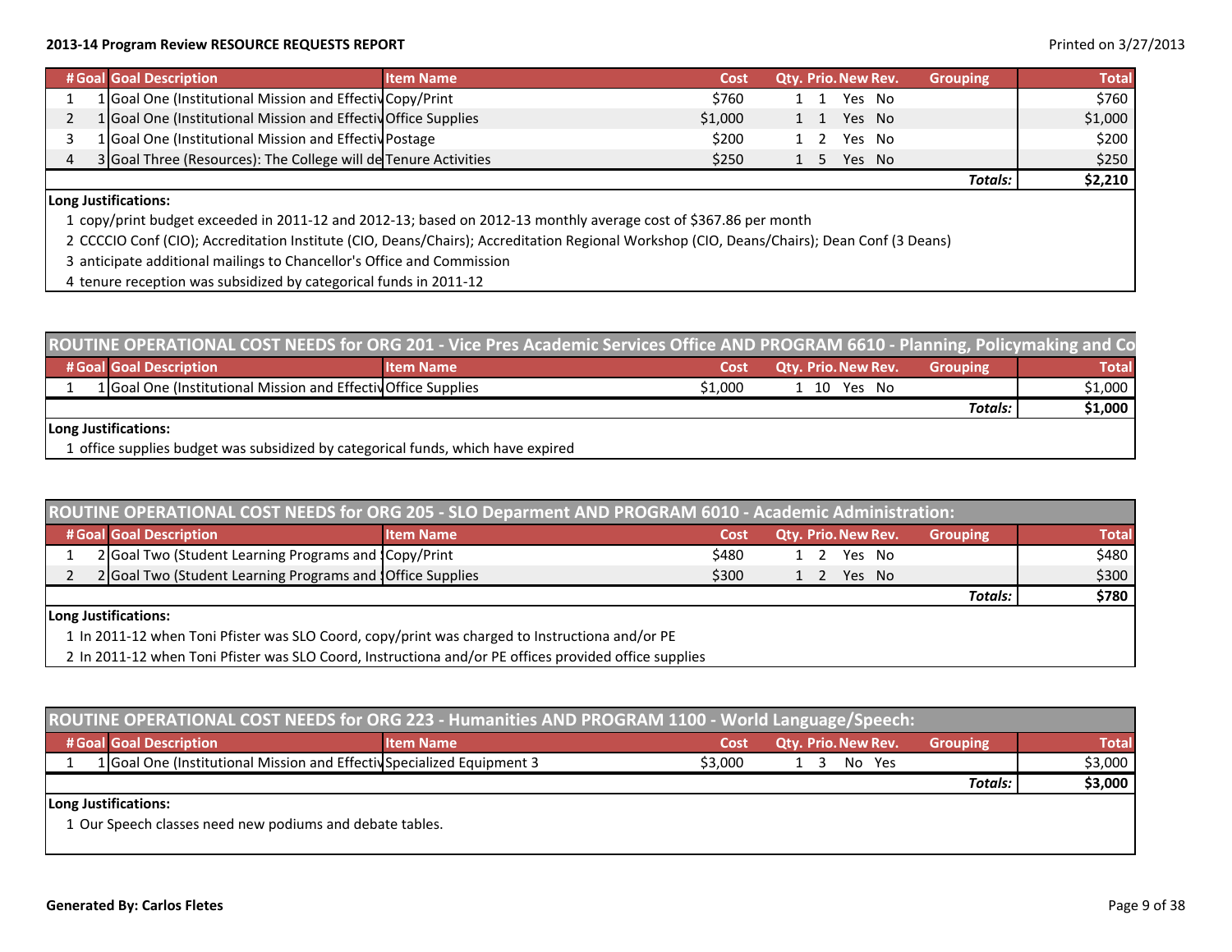**2013-14 Program Review RESOURCE REQUESTS REPORT**

Printed on 3/27/2013

| # | Goal | Goal Description | Item Name | Cost | Qty. | Prio. | New | Rev. | Grouping | Total |
|---|---|---|---|---|---|---|---|---|---|---|
| 1 | 1 | Goal One (Institutional Mission and Effectiv | Copy/Print | $760 | 1 | 1 | Yes | No | | $760 |
| 2 | 1 | Goal One (Institutional Mission and Effectiv | Office Supplies | $1,000 | 1 | 1 | Yes | No | | $1,000 |
| 3 | 1 | Goal One (Institutional Mission and Effectiv | Postage | $200 | 1 | 2 | Yes | No | | $200 |
| 4 | 3 | Goal Three (Resources): The College will de | Tenure Activities | $250 | 1 | 5 | Yes | No | | $250 |
| | | | | | | | | | ***Totals:*** | **$2,210** |

**Long Justifications:**

1 copy/print budget exceeded in 2011-12 and 2012-13; based on 2012-13 monthly average cost of $367.86 per month

2 CCCCIO Conf (CIO); Accreditation Institute (CIO, Deans/Chairs); Accreditation Regional Workshop (CIO, Deans/Chairs); Dean Conf (3 Deans)

3 anticipate additional mailings to Chancellor's Office and Commission

4 tenure reception was subsidized by categorical funds in 2011-12

## ROUTINE OPERATIONAL COST NEEDS for ORG 201 - Vice Pres Academic Services Office AND PROGRAM 6610 - Planning, Policymaking and Co

| # | Goal | Goal Description | Item Name | Cost | Qty. | Prio. | New | Rev. | Grouping | Total |
|---|---|---|---|---|---|---|---|---|---|---|
| 1 | 1 | Goal One (Institutional Mission and Effectiv | Office Supplies | $1,000 | 1 | 10 | Yes | No | | $1,000 |
| | | | | | | | | | ***Totals:*** | **$1,000** |

**Long Justifications:**

1 office supplies budget was subsidized by categorical funds, which have expired

## ROUTINE OPERATIONAL COST NEEDS for ORG 205 - SLO Deparment AND PROGRAM 6010 - Academic Administration:

| # | Goal | Goal Description | Item Name | Cost | Qty. | Prio. | New | Rev. | Grouping | Total |
|---|---|---|---|---|---|---|---|---|---|---|
| 1 | 2 | Goal Two (Student Learning Programs and | Copy/Print | $480 | 1 | 2 | Yes | No | | $480 |
| 2 | 2 | Goal Two (Student Learning Programs and | Office Supplies | $300 | 1 | 2 | Yes | No | | $300 |
| | | | | | | | | | ***Totals:*** | **$780** |

**Long Justifications:**

1 In 2011-12 when Toni Pfister was SLO Coord, copy/print was charged to Instructiona and/or PE

2 In 2011-12 when Toni Pfister was SLO Coord, Instructiona and/or PE offices provided office supplies

## ROUTINE OPERATIONAL COST NEEDS for ORG 223 - Humanities AND PROGRAM 1100 - World Language/Speech:

| # | Goal | Goal Description | Item Name | Cost | Qty. | Prio. | New | Rev. | Grouping | Total |
|---|---|---|---|---|---|---|---|---|---|---|
| 1 | 1 | Goal One (Institutional Mission and Effectiv | Specialized Equipment 3 | $3,000 | 1 | 3 | No | Yes | | $3,000 |
| | | | | | | | | | ***Totals:*** | **$3,000** |

**Long Justifications:**

1 Our Speech classes need new podiums and debate tables.

**Generated By: Carlos Fletes**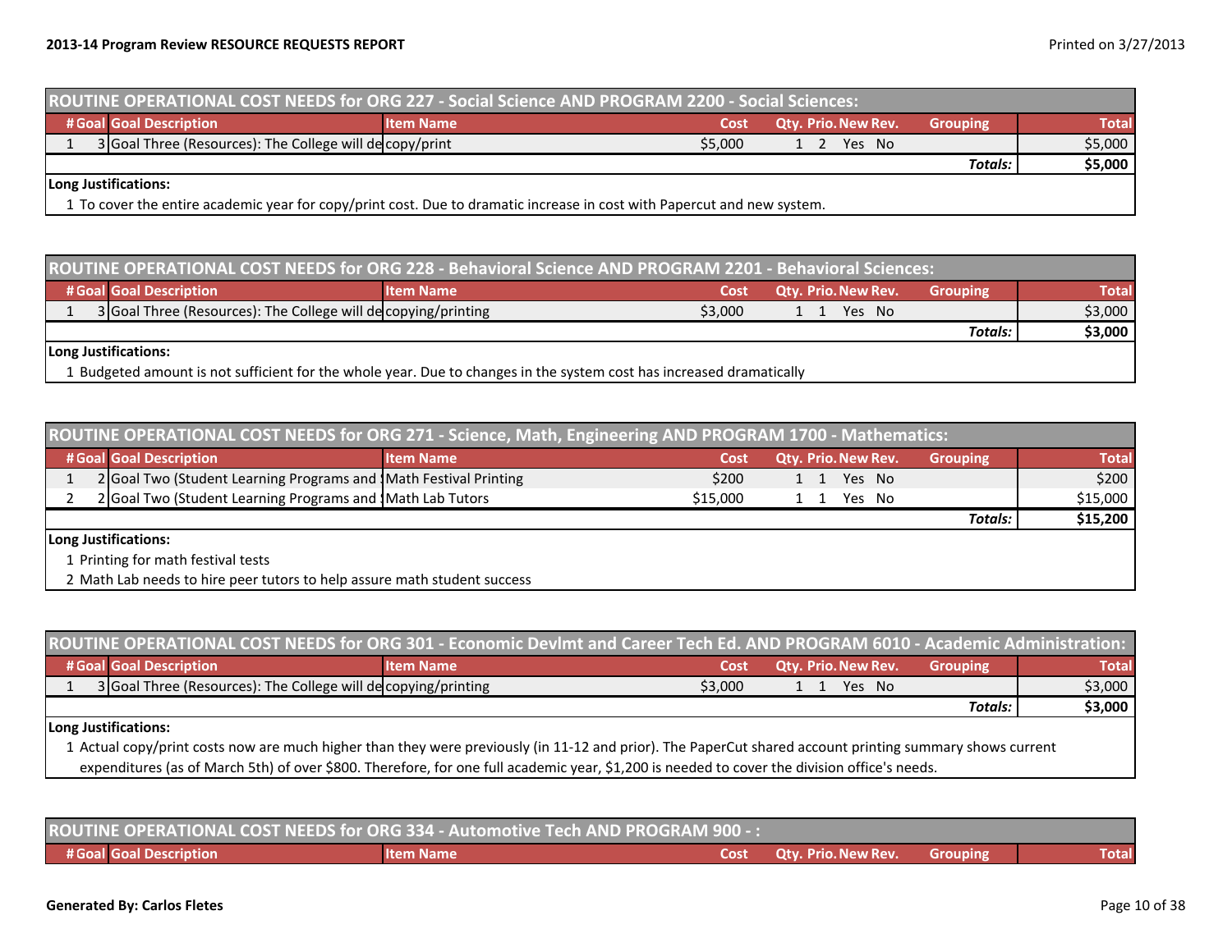## ROUTINE OPERATIONAL COST NEEDS for ORG 227 - Social Science AND PROGRAM 2200 - Social Sciences:

| # | Goal | Goal Description | Item Name | Cost | Qty. | Prio. | New | Rev. | Grouping | Total |
|---|---|---|---|---|---|---|---|---|---|---|
| 1 | 3 | Goal Three (Resources): The College will de | copy/print | $5,000 | 1 | 2 | Yes | No | | $5,000 |
| | | | | | | | | | **Totals:** | **$5,000** |

**Long Justifications:**

1 To cover the entire academic year for copy/print cost. Due to dramatic increase in cost with Papercut and new system.

## ROUTINE OPERATIONAL COST NEEDS for ORG 228 - Behavioral Science AND PROGRAM 2201 - Behavioral Sciences:

| # | Goal | Goal Description | Item Name | Cost | Qty. | Prio. | New | Rev. | Grouping | Total |
|---|---|---|---|---|---|---|---|---|---|---|
| 1 | 3 | Goal Three (Resources): The College will de | copying/printing | $3,000 | 1 | 1 | Yes | No | | $3,000 |
| | | | | | | | | | **Totals:** | **$3,000** |

**Long Justifications:**

1 Budgeted amount is not sufficient for the whole year. Due to changes in the system cost has increased dramatically

## ROUTINE OPERATIONAL COST NEEDS for ORG 271 - Science, Math, Engineering AND PROGRAM 1700 - Mathematics:

| # | Goal | Goal Description | Item Name | Cost | Qty. | Prio. | New | Rev. | Grouping | Total |
|---|---|---|---|---|---|---|---|---|---|---|
| 1 | 2 | Goal Two (Student Learning Programs and S | Math Festival Printing | $200 | 1 | 1 | Yes | No | | $200 |
| 2 | 2 | Goal Two (Student Learning Programs and S | Math Lab Tutors | $15,000 | 1 | 1 | Yes | No | | $15,000 |
| | | | | | | | | | **Totals:** | **$15,200** |

**Long Justifications:**

1 Printing for math festival tests

2 Math Lab needs to hire peer tutors to help assure math student success

## ROUTINE OPERATIONAL COST NEEDS for ORG 301 - Economic Devlmt and Career Tech Ed. AND PROGRAM 6010 - Academic Administration:

| # | Goal | Goal Description | Item Name | Cost | Qty. | Prio. | New | Rev. | Grouping | Total |
|---|---|---|---|---|---|---|---|---|---|---|
| 1 | 3 | Goal Three (Resources): The College will de | copying/printing | $3,000 | 1 | 1 | Yes | No | | $3,000 |
| | | | | | | | | | **Totals:** | **$3,000** |

**Long Justifications:**

1 Actual copy/print costs now are much higher than they were previously (in 11-12 and prior). The PaperCut shared account printing summary shows current expenditures (as of March 5th) of over $800. Therefore, for one full academic year, $1,200 is needed to cover the division office's needs.

## ROUTINE OPERATIONAL COST NEEDS for ORG 334 - Automotive Tech AND PROGRAM 900 - :

| # | Goal | Goal Description | Item Name | Cost | Qty. | Prio. | New | Rev. | Grouping | Total |
|---|---|---|---|---|---|---|---|---|---|---|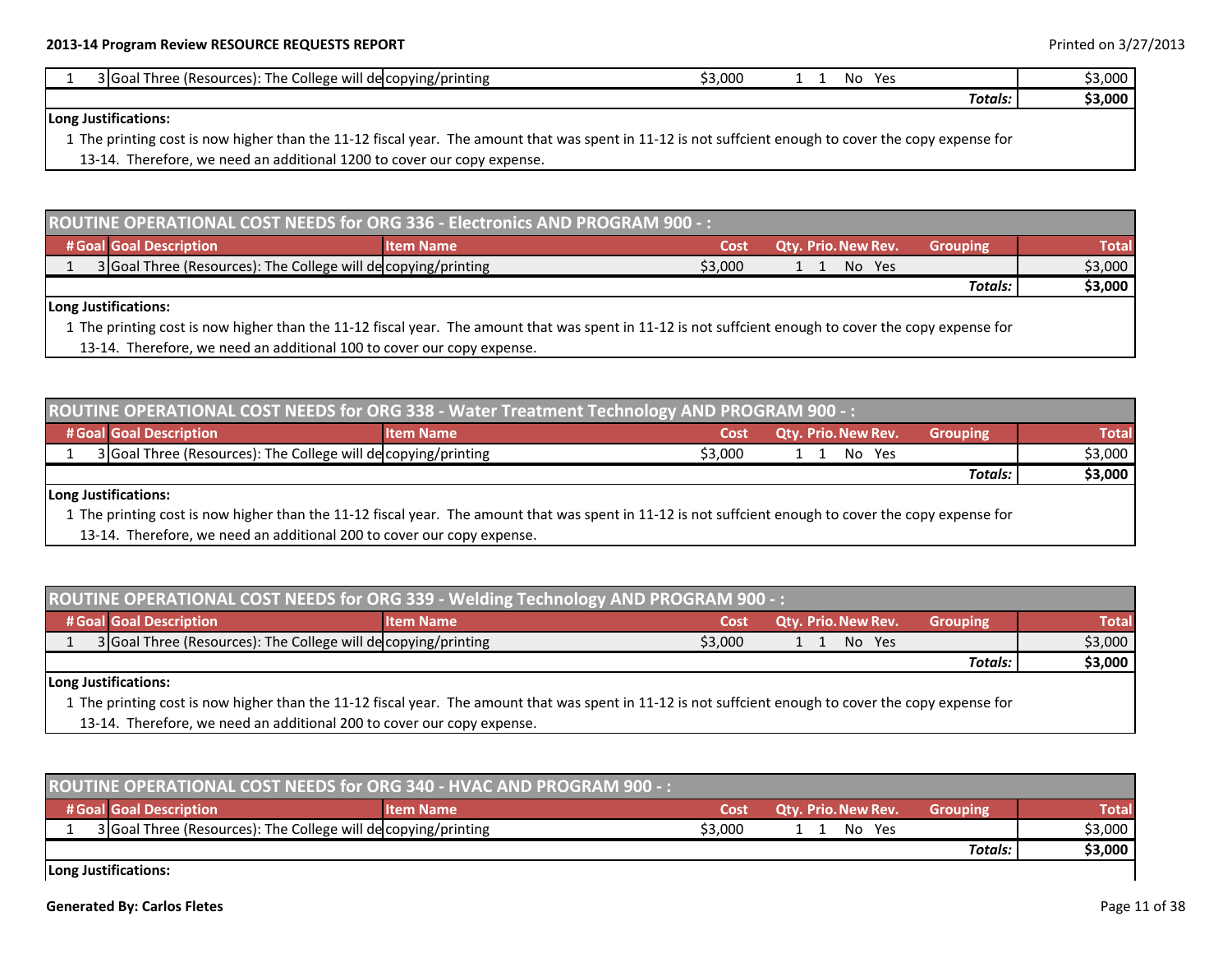| # | Goal | Goal Description | Item Name | Cost | Qty. | Prio. | New | Rev. | Grouping | Total |
|---|---|---|---|---|---|---|---|---|---|---|
| 1 | 3 | Goal Three (Resources): The College will de | copying/printing | $3,000 | 1 | 1 | No | Yes | | $3,000 |
| | | | | | | | | | *Totals:* | **$3,000** |

**Long Justifications:**

1 The printing cost is now higher than the 11-12 fiscal year. The amount that was spent in 11-12 is not suffcient enough to cover the copy expense for 13-14. Therefore, we need an additional 1200 to cover our copy expense.

## ROUTINE OPERATIONAL COST NEEDS for ORG 336 - Electronics AND PROGRAM 900 - :

| # | Goal | Goal Description | Item Name | Cost | Qty. | Prio. | New | Rev. | Grouping | Total |
|---|---|---|---|---|---|---|---|---|---|---|
| 1 | 3 | Goal Three (Resources): The College will de | copying/printing | $3,000 | 1 | 1 | No | Yes | | $3,000 |
| | | | | | | | | | *Totals:* | **$3,000** |

**Long Justifications:**

1 The printing cost is now higher than the 11-12 fiscal year. The amount that was spent in 11-12 is not suffcient enough to cover the copy expense for 13-14. Therefore, we need an additional 100 to cover our copy expense.

## ROUTINE OPERATIONAL COST NEEDS for ORG 338 - Water Treatment Technology AND PROGRAM 900 - :

| # | Goal | Goal Description | Item Name | Cost | Qty. | Prio. | New | Rev. | Grouping | Total |
|---|---|---|---|---|---|---|---|---|---|---|
| 1 | 3 | Goal Three (Resources): The College will de | copying/printing | $3,000 | 1 | 1 | No | Yes | | $3,000 |
| | | | | | | | | | *Totals:* | **$3,000** |

**Long Justifications:**

1 The printing cost is now higher than the 11-12 fiscal year. The amount that was spent in 11-12 is not suffcient enough to cover the copy expense for 13-14. Therefore, we need an additional 200 to cover our copy expense.

## ROUTINE OPERATIONAL COST NEEDS for ORG 339 - Welding Technology AND PROGRAM 900 - :

| # | Goal | Goal Description | Item Name | Cost | Qty. | Prio. | New | Rev. | Grouping | Total |
|---|---|---|---|---|---|---|---|---|---|---|
| 1 | 3 | Goal Three (Resources): The College will de | copying/printing | $3,000 | 1 | 1 | No | Yes | | $3,000 |
| | | | | | | | | | *Totals:* | **$3,000** |

**Long Justifications:**

1 The printing cost is now higher than the 11-12 fiscal year. The amount that was spent in 11-12 is not suffcient enough to cover the copy expense for 13-14. Therefore, we need an additional 200 to cover our copy expense.

## ROUTINE OPERATIONAL COST NEEDS for ORG 340 - HVAC AND PROGRAM 900 - :

| # | Goal | Goal Description | Item Name | Cost | Qty. | Prio. | New | Rev. | Grouping | Total |
|---|---|---|---|---|---|---|---|---|---|---|
| 1 | 3 | Goal Three (Resources): The College will de | copying/printing | $3,000 | 1 | 1 | No | Yes | | $3,000 |
| | | | | | | | | | *Totals:* | **$3,000** |

**Long Justifications:**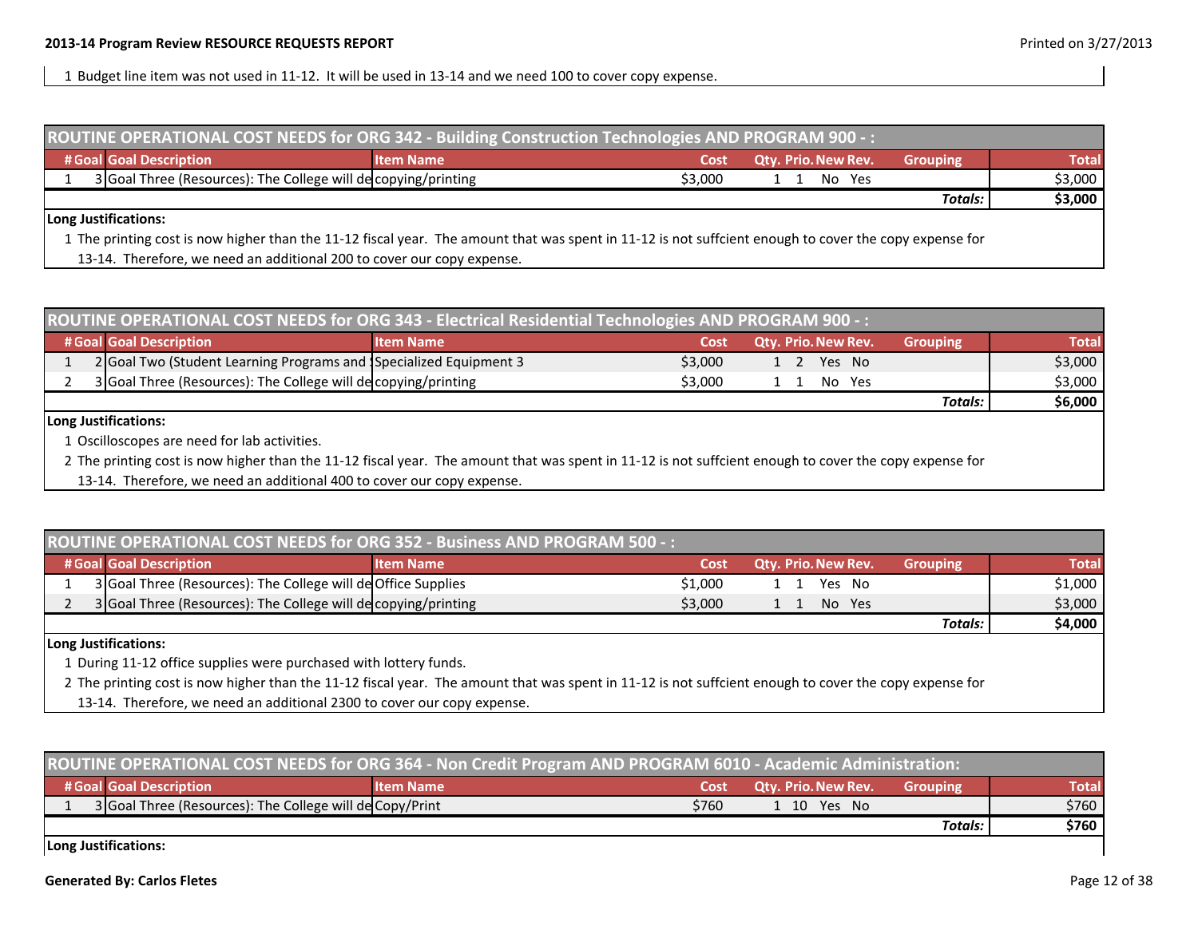1 Budget line item was not used in 11-12. It will be used in 13-14 and we need 100 to cover copy expense.

## ROUTINE OPERATIONAL COST NEEDS for ORG 342 - Building Construction Technologies AND PROGRAM 900 - :

| # | Goal | Goal Description | Item Name | Cost | Qty. | Prio. | New | Rev. | Grouping | Total |
|---|---|---|---|---|---|---|---|---|---|---|
| 1 | 3 | Goal Three (Resources): The College will de | copying/printing | $3,000 | 1 | 1 | No | Yes | | $3,000 |
| | | | | | | | | | ***Totals:*** | **$3,000** |

**Long Justifications:**

1 The printing cost is now higher than the 11-12 fiscal year. The amount that was spent in 11-12 is not suffcient enough to cover the copy expense for 13-14. Therefore, we need an additional 200 to cover our copy expense.

## ROUTINE OPERATIONAL COST NEEDS for ORG 343 - Electrical Residential Technologies AND PROGRAM 900 - :

| # | Goal | Goal Description | Item Name | Cost | Qty. | Prio. | New | Rev. | Grouping | Total |
|---|---|---|---|---|---|---|---|---|---|---|
| 1 | 2 | Goal Two (Student Learning Programs and S | Specialized Equipment 3 | $3,000 | 1 | 2 | Yes | No | | $3,000 |
| 2 | 3 | Goal Three (Resources): The College will de | copying/printing | $3,000 | 1 | 1 | No | Yes | | $3,000 |
| | | | | | | | | | ***Totals:*** | **$6,000** |

**Long Justifications:**

1 Oscilloscopes are need for lab activities.

2 The printing cost is now higher than the 11-12 fiscal year. The amount that was spent in 11-12 is not suffcient enough to cover the copy expense for 13-14. Therefore, we need an additional 400 to cover our copy expense.

## ROUTINE OPERATIONAL COST NEEDS for ORG 352 - Business AND PROGRAM 500 - :

| # | Goal | Goal Description | Item Name | Cost | Qty. | Prio. | New | Rev. | Grouping | Total |
|---|---|---|---|---|---|---|---|---|---|---|
| 1 | 3 | Goal Three (Resources): The College will de | Office Supplies | $1,000 | 1 | 1 | Yes | No | | $1,000 |
| 2 | 3 | Goal Three (Resources): The College will de | copying/printing | $3,000 | 1 | 1 | No | Yes | | $3,000 |
| | | | | | | | | | ***Totals:*** | **$4,000** |

**Long Justifications:**

1 During 11-12 office supplies were purchased with lottery funds.

2 The printing cost is now higher than the 11-12 fiscal year. The amount that was spent in 11-12 is not suffcient enough to cover the copy expense for 13-14. Therefore, we need an additional 2300 to cover our copy expense.

## ROUTINE OPERATIONAL COST NEEDS for ORG 364 - Non Credit Program AND PROGRAM 6010 - Academic Administration:

| # | Goal | Goal Description | Item Name | Cost | Qty. | Prio. | New | Rev. | Grouping | Total |
|---|---|---|---|---|---|---|---|---|---|---|
| 1 | 3 | Goal Three (Resources): The College will de | Copy/Print | $760 | 1 | 10 | Yes | No | | $760 |
| | | | | | | | | | ***Totals:*** | **$760** |

**Long Justifications:**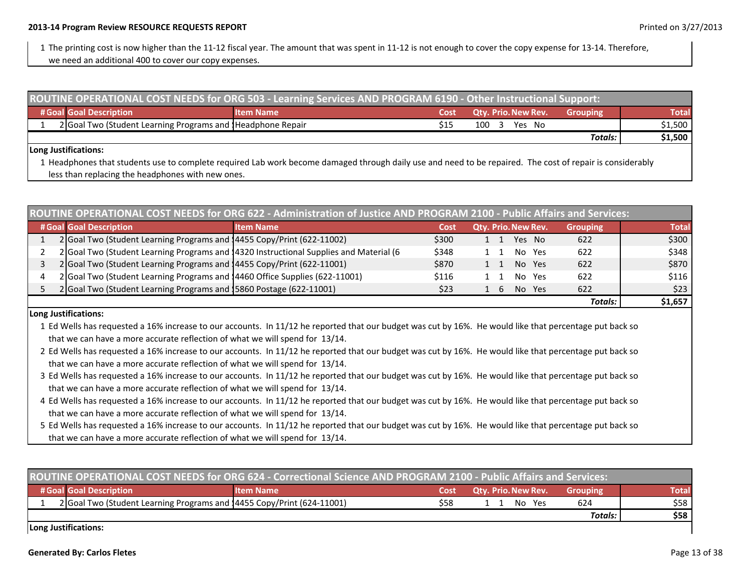1 The printing cost is now higher than the 11-12 fiscal year. The amount that was spent in 11-12 is not enough to cover the copy expense for 13-14. Therefore, we need an additional 400 to cover our copy expenses.

## ROUTINE OPERATIONAL COST NEEDS for ORG 503 - Learning Services AND PROGRAM 6190 - Other Instructional Support:

| # | Goal | Goal Description | Item Name | Cost | Qty. | Prio. | New | Rev. | Grouping | Total |
|---|---|---|---|---|---|---|---|---|---|---|
| 1 | 2 | Goal Two (Student Learning Programs and S | Headphone Repair | $15 | 100 | 3 | Yes | No | | $1,500 |
| | | | | | | | | | Totals: | $1,500 |

**Long Justifications:**

1 Headphones that students use to complete required Lab work become damaged through daily use and need to be repaired. The cost of repair is considerably less than replacing the headphones with new ones.

## ROUTINE OPERATIONAL COST NEEDS for ORG 622 - Administration of Justice AND PROGRAM 2100 - Public Affairs and Services:

| # | Goal | Goal Description | Item Name | Cost | Qty. | Prio. | New | Rev. | Grouping | Total |
|---|---|---|---|---|---|---|---|---|---|---|
| 1 | 2 | Goal Two (Student Learning Programs and S | 4455 Copy/Print (622-11002) | $300 | 1 | 1 | Yes | No | 622 | $300 |
| 2 | 2 | Goal Two (Student Learning Programs and S | 4320 Instructional Supplies and Material (6 | $348 | 1 | 1 | No | Yes | 622 | $348 |
| 3 | 2 | Goal Two (Student Learning Programs and S | 4455 Copy/Print (622-11001) | $870 | 1 | 1 | No | Yes | 622 | $870 |
| 4 | 2 | Goal Two (Student Learning Programs and S | 4460 Office Supplies (622-11001) | $116 | 1 | 1 | No | Yes | 622 | $116 |
| 5 | 2 | Goal Two (Student Learning Programs and S | 5860 Postage (622-11001) | $23 | 1 | 6 | No | Yes | 622 | $23 |
| | | | | | | | | | Totals: | $1,657 |

**Long Justifications:**

1 Ed Wells has requested a 16% increase to our accounts. In 11/12 he reported that our budget was cut by 16%. He would like that percentage put back so that we can have a more accurate reflection of what we will spend for 13/14.

2 Ed Wells has requested a 16% increase to our accounts. In 11/12 he reported that our budget was cut by 16%. He would like that percentage put back so that we can have a more accurate reflection of what we will spend for 13/14.

3 Ed Wells has requested a 16% increase to our accounts. In 11/12 he reported that our budget was cut by 16%. He would like that percentage put back so that we can have a more accurate reflection of what we will spend for 13/14.

4 Ed Wells has requested a 16% increase to our accounts. In 11/12 he reported that our budget was cut by 16%. He would like that percentage put back so that we can have a more accurate reflection of what we will spend for 13/14.

5 Ed Wells has requested a 16% increase to our accounts. In 11/12 he reported that our budget was cut by 16%. He would like that percentage put back so that we can have a more accurate reflection of what we will spend for 13/14.

## ROUTINE OPERATIONAL COST NEEDS for ORG 624 - Correctional Science AND PROGRAM 2100 - Public Affairs and Services:

| # | Goal | Goal Description | Item Name | Cost | Qty. | Prio. | New | Rev. | Grouping | Total |
|---|---|---|---|---|---|---|---|---|---|---|
| 1 | 2 | Goal Two (Student Learning Programs and S | 4455 Copy/Print (624-11001) | $58 | 1 | 1 | No | Yes | 624 | $58 |
| | | | | | | | | | Totals: | $58 |

**Long Justifications:**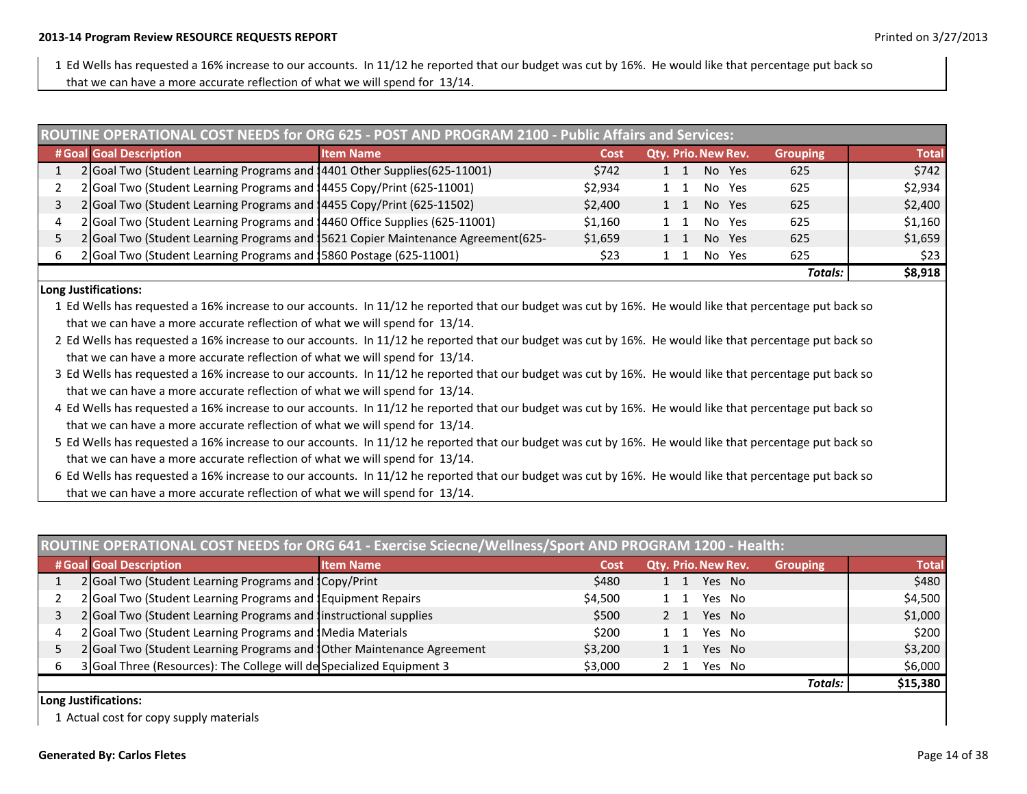1 Ed Wells has requested a 16% increase to our accounts. In 11/12 he reported that our budget was cut by 16%. He would like that percentage put back so that we can have a more accurate reflection of what we will spend for 13/14.

| ROUTINE OPERATIONAL COST NEEDS for ORG 625 - POST AND PROGRAM 2100 - Public Affairs and Services: | | | | | | | | | | |
|---|---|---|---|---|---|---|---|---|---|---|
| # | Goal | Goal Description | Item Name | Cost | Qty. | Prio. | New | Rev. | Grouping | Total |
| 1 | 2 | Goal Two (Student Learning Programs and | 4401 Other Supplies(625-11001) | $742 | 1 | 1 | No | Yes | 625 | $742 |
| 2 | 2 | Goal Two (Student Learning Programs and | 4455 Copy/Print (625-11001) | $2,934 | 1 | 1 | No | Yes | 625 | $2,934 |
| 3 | 2 | Goal Two (Student Learning Programs and | 4455 Copy/Print (625-11502) | $2,400 | 1 | 1 | No | Yes | 625 | $2,400 |
| 4 | 2 | Goal Two (Student Learning Programs and | 4460 Office Supplies (625-11001) | $1,160 | 1 | 1 | No | Yes | 625 | $1,160 |
| 5 | 2 | Goal Two (Student Learning Programs and | 5621 Copier Maintenance Agreement(625- | $1,659 | 1 | 1 | No | Yes | 625 | $1,659 |
| 6 | 2 | Goal Two (Student Learning Programs and | 5860 Postage (625-11001) | $23 | 1 | 1 | No | Yes | 625 | $23 |
| | | | | | | | | | *Totals:* | **$8,918** |

**Long Justifications:**

1 Ed Wells has requested a 16% increase to our accounts. In 11/12 he reported that our budget was cut by 16%. He would like that percentage put back so that we can have a more accurate reflection of what we will spend for 13/14.

2 Ed Wells has requested a 16% increase to our accounts. In 11/12 he reported that our budget was cut by 16%. He would like that percentage put back so that we can have a more accurate reflection of what we will spend for 13/14.

3 Ed Wells has requested a 16% increase to our accounts. In 11/12 he reported that our budget was cut by 16%. He would like that percentage put back so that we can have a more accurate reflection of what we will spend for 13/14.

4 Ed Wells has requested a 16% increase to our accounts. In 11/12 he reported that our budget was cut by 16%. He would like that percentage put back so that we can have a more accurate reflection of what we will spend for 13/14.

5 Ed Wells has requested a 16% increase to our accounts. In 11/12 he reported that our budget was cut by 16%. He would like that percentage put back so that we can have a more accurate reflection of what we will spend for 13/14.

6 Ed Wells has requested a 16% increase to our accounts. In 11/12 he reported that our budget was cut by 16%. He would like that percentage put back so that we can have a more accurate reflection of what we will spend for 13/14.

| ROUTINE OPERATIONAL COST NEEDS for ORG 641 - Exercise Sciecne/Wellness/Sport AND PROGRAM 1200 - Health: | | | | | | | | | | |
|---|---|---|---|---|---|---|---|---|---|---|
| # | Goal | Goal Description | Item Name | Cost | Qty. | Prio. | New | Rev. | Grouping | Total |
| 1 | 2 | Goal Two (Student Learning Programs and | Copy/Print | $480 | 1 | 1 | Yes | No | | $480 |
| 2 | 2 | Goal Two (Student Learning Programs and | Equipment Repairs | $4,500 | 1 | 1 | Yes | No | | $4,500 |
| 3 | 2 | Goal Two (Student Learning Programs and | instructional supplies | $500 | 2 | 1 | Yes | No | | $1,000 |
| 4 | 2 | Goal Two (Student Learning Programs and | Media Materials | $200 | 1 | 1 | Yes | No | | $200 |
| 5 | 2 | Goal Two (Student Learning Programs and | Other Maintenance Agreement | $3,200 | 1 | 1 | Yes | No | | $3,200 |
| 6 | 3 | Goal Three (Resources): The College will de | Specialized Equipment 3 | $3,000 | 2 | 1 | Yes | No | | $6,000 |
| | | | | | | | | | *Totals:* | **$15,380** |

**Long Justifications:**

1 Actual cost for copy supply materials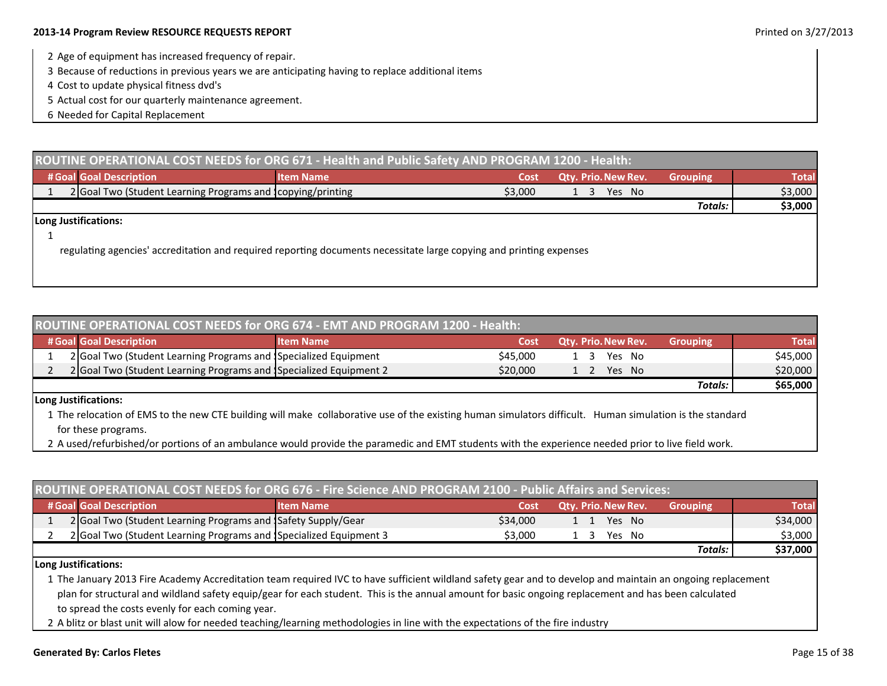2 Age of equipment has increased frequency of repair.

3 Because of reductions in previous years we are anticipating having to replace additional items

4 Cost to update physical fitness dvd's

5 Actual cost for our quarterly maintenance agreement.

6 Needed for Capital Replacement

## ROUTINE OPERATIONAL COST NEEDS for ORG 671 - Health and Public Safety AND PROGRAM 1200 - Health:

| # | Goal | Goal Description | Item Name | Cost | Qty. | Prio. | New | Rev. | Grouping | Total |
|---|---|---|---|---|---|---|---|---|---|---|
| 1 | 2 | Goal Two (Student Learning Programs and | copying/printing | $3,000 | 1 | 3 | Yes | No | | $3,000 |
| | | | | | | | | | ***Totals:*** | **$3,000** |

**Long Justifications:**

1 regulating agencies' accreditation and required reporting documents necessitate large copying and printing expenses

## ROUTINE OPERATIONAL COST NEEDS for ORG 674 - EMT AND PROGRAM 1200 - Health:

| # | Goal | Goal Description | Item Name | Cost | Qty. | Prio. | New | Rev. | Grouping | Total |
|---|---|---|---|---|---|---|---|---|---|---|
| 1 | 2 | Goal Two (Student Learning Programs and | Specialized Equipment | $45,000 | 1 | 3 | Yes | No | | $45,000 |
| 2 | 2 | Goal Two (Student Learning Programs and | Specialized Equipment 2 | $20,000 | 1 | 2 | Yes | No | | $20,000 |
| | | | | | | | | | ***Totals:*** | **$65,000** |

**Long Justifications:**

1 The relocation of EMS to the new CTE building will make collaborative use of the existing human simulators difficult. Human simulation is the standard for these programs.

2 A used/refurbished/or portions of an ambulance would provide the paramedic and EMT students with the experience needed prior to live field work.

## ROUTINE OPERATIONAL COST NEEDS for ORG 676 - Fire Science AND PROGRAM 2100 - Public Affairs and Services:

| # | Goal | Goal Description | Item Name | Cost | Qty. | Prio. | New | Rev. | Grouping | Total |
|---|---|---|---|---|---|---|---|---|---|---|
| 1 | 2 | Goal Two (Student Learning Programs and | Safety Supply/Gear | $34,000 | 1 | 1 | Yes | No | | $34,000 |
| 2 | 2 | Goal Two (Student Learning Programs and | Specialized Equipment 3 | $3,000 | 1 | 3 | Yes | No | | $3,000 |
| | | | | | | | | | ***Totals:*** | **$37,000** |

**Long Justifications:**

1 The January 2013 Fire Academy Accreditation team required IVC to have sufficient wildland safety gear and to develop and maintain an ongoing replacement plan for structural and wildland safety equip/gear for each student. This is the annual amount for basic ongoing replacement and has been calculated to spread the costs evenly for each coming year.

2 A blitz or blast unit will alow for needed teaching/learning methodologies in line with the expectations of the fire industry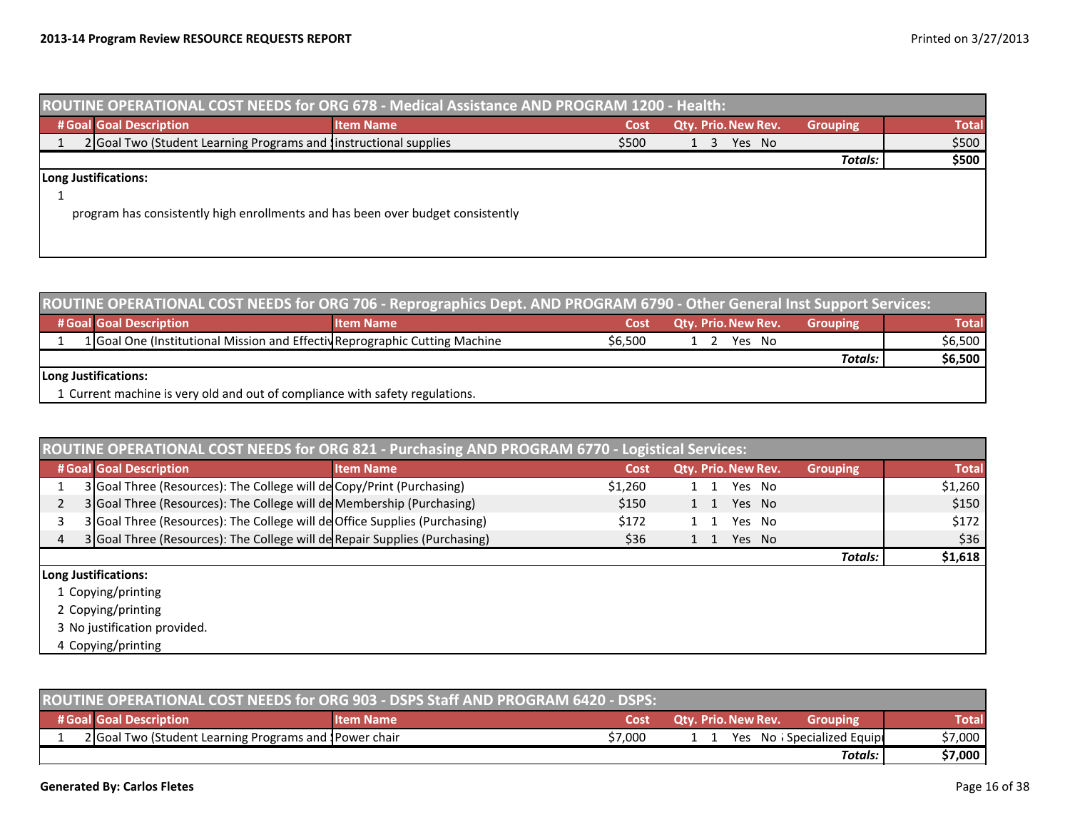## ROUTINE OPERATIONAL COST NEEDS for ORG 678 - Medical Assistance AND PROGRAM 1200 - Health:

| # | Goal | Goal Description | Item Name | Cost | Qty. | Prio. | New | Rev. | Grouping | Total |
|---|---|---|---|---|---|---|---|---|---|---|
| 1 | 2 | Goal Two (Student Learning Programs and | instructional supplies | $500 | 1 | 3 | Yes | No | | $500 |
| | | | | | | | | | **Totals:** | **$500** |

**Long Justifications:**

1

program has consistently high enrollments and has been over budget consistently

## ROUTINE OPERATIONAL COST NEEDS for ORG 706 - Reprographics Dept. AND PROGRAM 6790 - Other General Inst Support Services:

| # | Goal | Goal Description | Item Name | Cost | Qty. | Prio. | New | Rev. | Grouping | Total |
|---|---|---|---|---|---|---|---|---|---|---|
| 1 | 1 | Goal One (Institutional Mission and Effectiv | Reprographic Cutting Machine | $6,500 | 1 | 2 | Yes | No | | $6,500 |
| | | | | | | | | | **Totals:** | **$6,500** |

**Long Justifications:**

1 Current machine is very old and out of compliance with safety regulations.

## ROUTINE OPERATIONAL COST NEEDS for ORG 821 - Purchasing AND PROGRAM 6770 - Logistical Services:

| # | Goal | Goal Description | Item Name | Cost | Qty. | Prio. | New | Rev. | Grouping | Total |
|---|---|---|---|---|---|---|---|---|---|---|
| 1 | 3 | Goal Three (Resources): The College will de | Copy/Print (Purchasing) | $1,260 | 1 | 1 | Yes | No | | $1,260 |
| 2 | 3 | Goal Three (Resources): The College will de | Membership (Purchasing) | $150 | 1 | 1 | Yes | No | | $150 |
| 3 | 3 | Goal Three (Resources): The College will de | Office Supplies (Purchasing) | $172 | 1 | 1 | Yes | No | | $172 |
| 4 | 3 | Goal Three (Resources): The College will de | Repair Supplies (Purchasing) | $36 | 1 | 1 | Yes | No | | $36 |
| | | | | | | | | | **Totals:** | **$1,618** |

**Long Justifications:**

1 Copying/printing

2 Copying/printing

3 No justification provided.

4 Copying/printing

## ROUTINE OPERATIONAL COST NEEDS for ORG 903 - DSPS Staff AND PROGRAM 6420 - DSPS:

| # | Goal | Goal Description | Item Name | Cost | Qty. | Prio. | New | Rev. | Grouping | Total |
|---|---|---|---|---|---|---|---|---|---|---|
| 1 | 2 | Goal Two (Student Learning Programs and | Power chair | $7,000 | 1 | 1 | Yes | No | Specialized Equip | $7,000 |
| | | | | | | | | | **Totals:** | **$7,000** |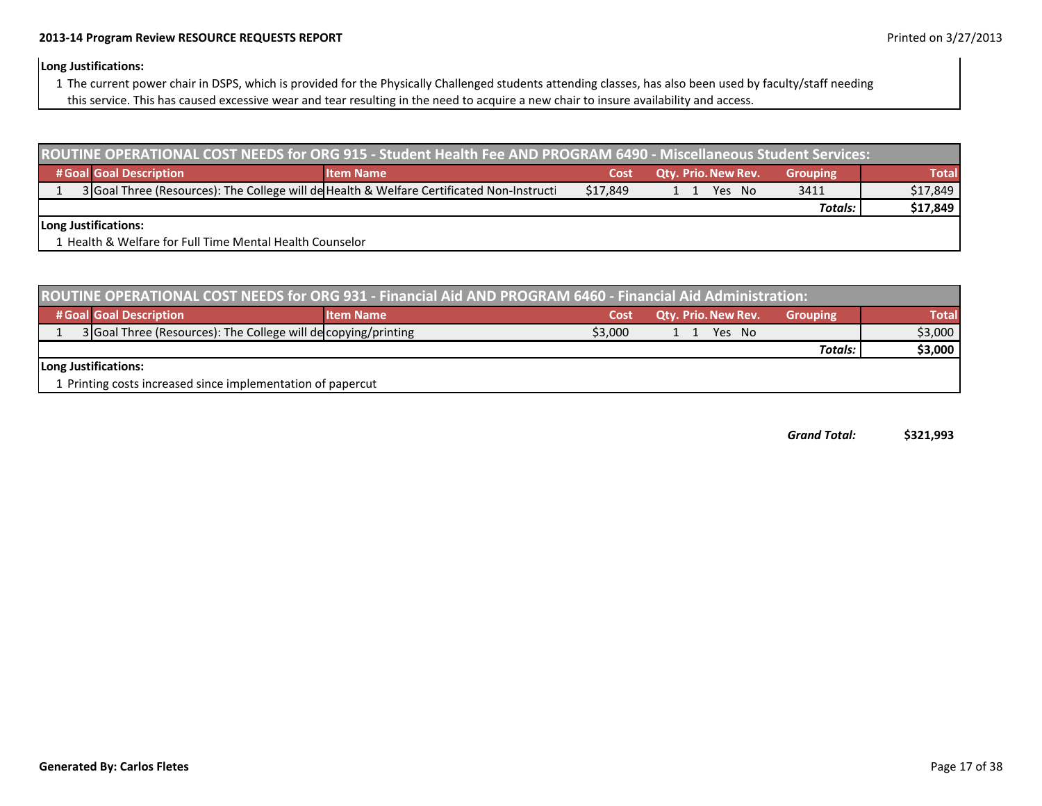**Long Justifications:**

1 The current power chair in DSPS, which is provided for the Physically Challenged students attending classes, has also been used by faculty/staff needing this service. This has caused excessive wear and tear resulting in the need to acquire a new chair to insure availability and access.

## ROUTINE OPERATIONAL COST NEEDS for ORG 915 - Student Health Fee AND PROGRAM 6490 - Miscellaneous Student Services:

| # | Goal | Goal Description | Item Name | Cost | Qty. | Prio. | New | Rev. | Grouping | Total |
|---|---|---|---|---|---|---|---|---|---|---|
| 1 | 3 | Goal Three (Resources): The College will de | Health & Welfare Certificated Non-Instructi | $17,849 | 1 | 1 | Yes | No | 3411 | $17,849 |
| | | | | | | | | | ***Totals:*** | **$17,849** |

**Long Justifications:**

1 Health & Welfare for Full Time Mental Health Counselor

## ROUTINE OPERATIONAL COST NEEDS for ORG 931 - Financial Aid AND PROGRAM 6460 - Financial Aid Administration:

| # | Goal | Goal Description | Item Name | Cost | Qty. | Prio. | New | Rev. | Grouping | Total |
|---|---|---|---|---|---|---|---|---|---|---|
| 1 | 3 | Goal Three (Resources): The College will de | copying/printing | $3,000 | 1 | 1 | Yes | No | | $3,000 |
| | | | | | | | | | ***Totals:*** | **$3,000** |

**Long Justifications:**

1 Printing costs increased since implementation of papercut

***Grand Total:*** **$321,993**

**Generated By: Carlos Fletes**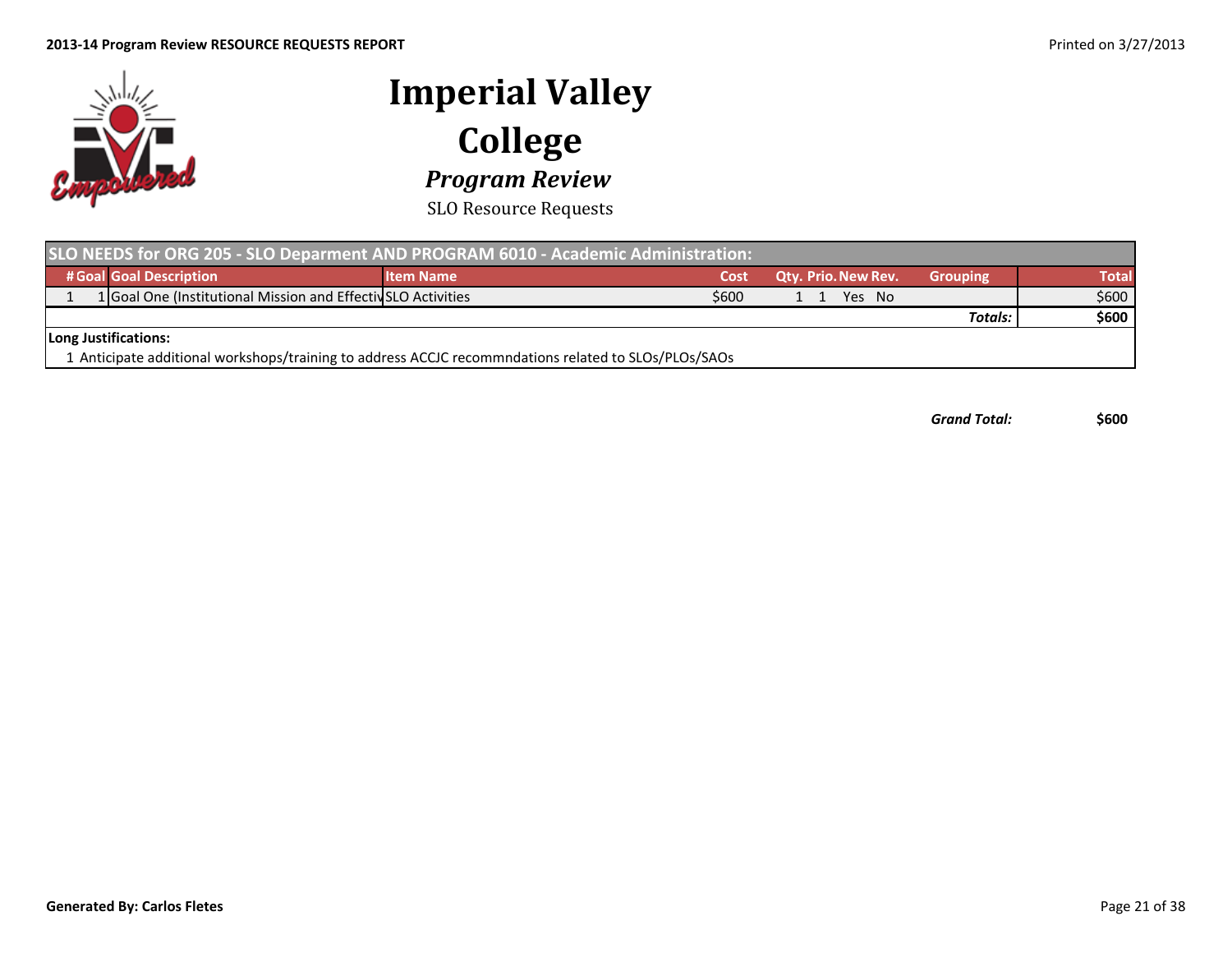# Imperial Valley College

## *Program Review*

SLO Resource Requests

| SLO NEEDS for ORG 205 - SLO Deparment AND PROGRAM 6010 - Academic Administration: | | | | | | | | | | |
|---|---|---|---|---|---|---|---|---|---|---|
| # | Goal | Goal Description | Item Name | Cost | Qty. | Prio. | New | Rev. | Grouping | Total |
| 1 | 1 | Goal One (Institutional Mission and Effectiv | SLO Activities | $600 | 1 | 1 | Yes | No | | $600 |
| | | | | | | | | | ***Totals:*** | **$600** |

**Long Justifications:**

1 Anticipate additional workshops/training to address ACCJC recommndations related to SLOs/PLOs/SAOs

***Grand Total:*** **$600**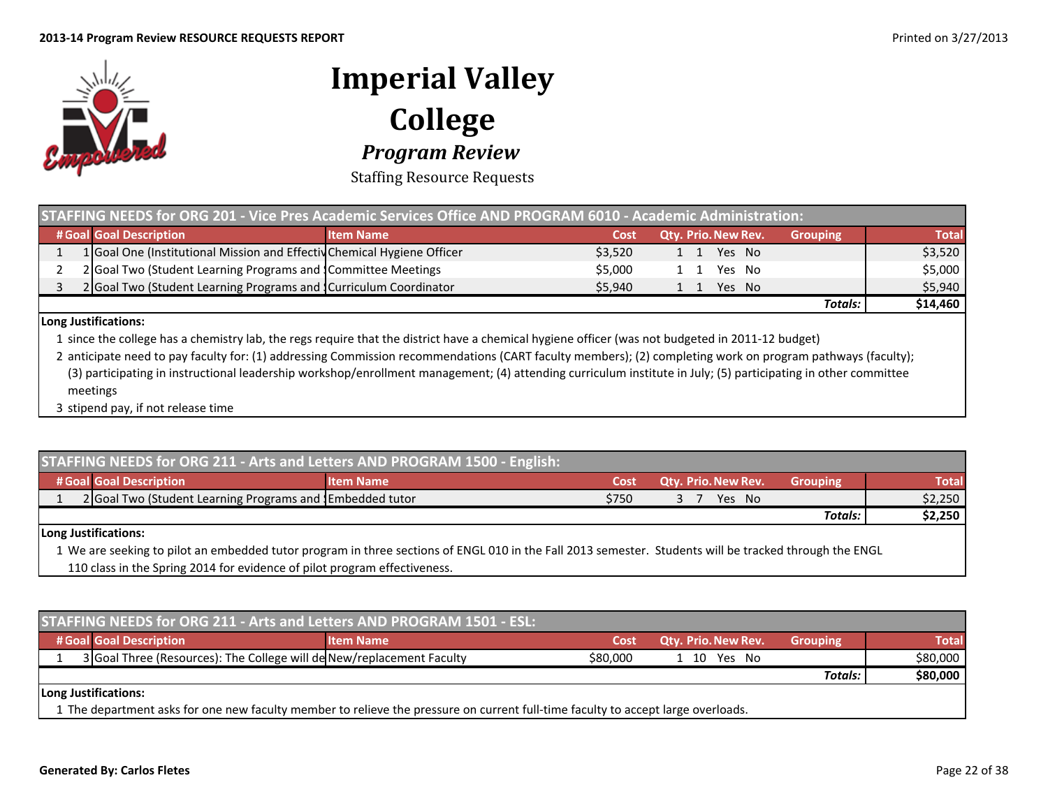# Imperial Valley College

## *Program Review*

Staffing Resource Requests

### STAFFING NEEDS for ORG 201 - Vice Pres Academic Services Office AND PROGRAM 6010 - Academic Administration:

| # | Goal | Goal Description | Item Name | Cost | Qty. | Prio. | New | Rev. | Grouping | Total |
|---|---|---|---|---|---|---|---|---|---|---|
| 1 | 1 | Goal One (Institutional Mission and Effectiv | Chemical Hygiene Officer | $3,520 | 1 | 1 | Yes | No | | $3,520 |
| 2 | 2 | Goal Two (Student Learning Programs and S | Committee Meetings | $5,000 | 1 | 1 | Yes | No | | $5,000 |
| 3 | 2 | Goal Two (Student Learning Programs and S | Curriculum Coordinator | $5,940 | 1 | 1 | Yes | No | | $5,940 |
| | | | | | | | | | *Totals:* | **$14,460** |

**Long Justifications:**

1 since the college has a chemistry lab, the regs require that the district have a chemical hygiene officer (was not budgeted in 2011-12 budget)

2 anticipate need to pay faculty for: (1) addressing Commission recommendations (CART faculty members); (2) completing work on program pathways (faculty); (3) participating in instructional leadership workshop/enrollment management; (4) attending curriculum institute in July; (5) participating in other committee meetings

3 stipend pay, if not release time

### STAFFING NEEDS for ORG 211 - Arts and Letters AND PROGRAM 1500 - English:

| # | Goal | Goal Description | Item Name | Cost | Qty. | Prio. | New | Rev. | Grouping | Total |
|---|---|---|---|---|---|---|---|---|---|---|
| 1 | 2 | Goal Two (Student Learning Programs and S | Embedded tutor | $750 | 3 | 7 | Yes | No | | $2,250 |
| | | | | | | | | | *Totals:* | **$2,250** |

**Long Justifications:**

1 We are seeking to pilot an embedded tutor program in three sections of ENGL 010 in the Fall 2013 semester. Students will be tracked through the ENGL 110 class in the Spring 2014 for evidence of pilot program effectiveness.

### STAFFING NEEDS for ORG 211 - Arts and Letters AND PROGRAM 1501 - ESL:

| # | Goal | Goal Description | Item Name | Cost | Qty. | Prio. | New | Rev. | Grouping | Total |
|---|---|---|---|---|---|---|---|---|---|---|
| 1 | 3 | Goal Three (Resources): The College will de | New/replacement Faculty | $80,000 | 1 | 10 | Yes | No | | $80,000 |
| | | | | | | | | | *Totals:* | **$80,000** |

**Long Justifications:**

1 The department asks for one new faculty member to relieve the pressure on current full-time faculty to accept large overloads.

**Generated By: Carlos Fletes**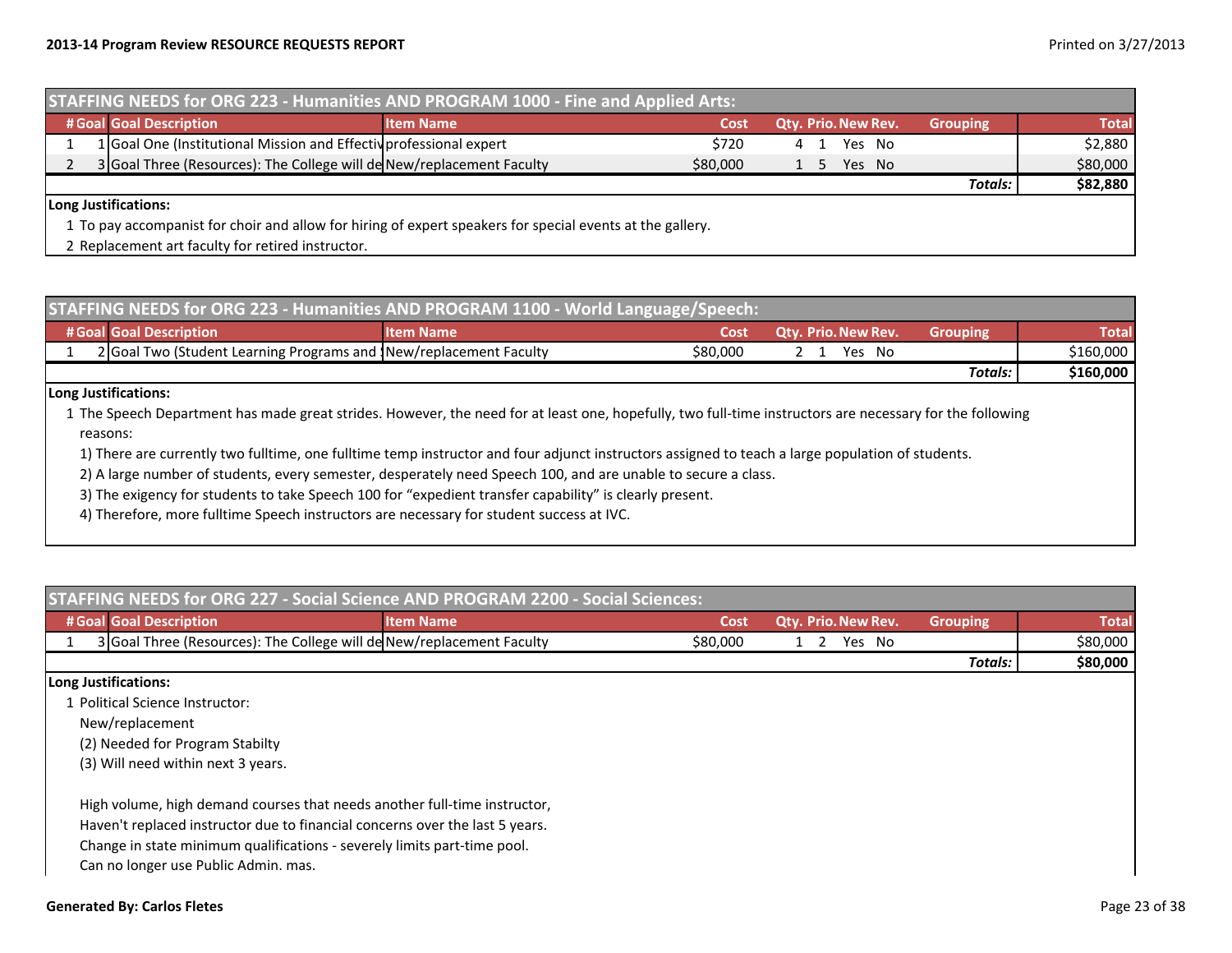## STAFFING NEEDS for ORG 223 - Humanities AND PROGRAM 1000 - Fine and Applied Arts:

| # | Goal | Goal Description | Item Name | Cost | Qty. | Prio. | New | Rev. | Grouping | Total |
|---|---|---|---|---|---|---|---|---|---|---|
| 1 | 1 | Goal One (Institutional Mission and Effectiv | professional expert | $720 | 4 | 1 | Yes | No | | $2,880 |
| 2 | 3 | Goal Three (Resources): The College will de | New/replacement Faculty | $80,000 | 1 | 5 | Yes | No | | $80,000 |
| | | | | | | | | | *Totals:* | **$82,880** |

**Long Justifications:**

1 To pay accompanist for choir and allow for hiring of expert speakers for special events at the gallery.

2 Replacement art faculty for retired instructor.

## STAFFING NEEDS for ORG 223 - Humanities AND PROGRAM 1100 - World Language/Speech:

| # | Goal | Goal Description | Item Name | Cost | Qty. | Prio. | New | Rev. | Grouping | Total |
|---|---|---|---|---|---|---|---|---|---|---|
| 1 | 2 | Goal Two (Student Learning Programs and S | New/replacement Faculty | $80,000 | 2 | 1 | Yes | No | | $160,000 |
| | | | | | | | | | *Totals:* | **$160,000** |

**Long Justifications:**

1 The Speech Department has made great strides. However, the need for at least one, hopefully, two full-time instructors are necessary for the following reasons:

1) There are currently two fulltime, one fulltime temp instructor and four adjunct instructors assigned to teach a large population of students.

2) A large number of students, every semester, desperately need Speech 100, and are unable to secure a class.

3) The exigency for students to take Speech 100 for "expedient transfer capability" is clearly present.

4) Therefore, more fulltime Speech instructors are necessary for student success at IVC.

## STAFFING NEEDS for ORG 227 - Social Science AND PROGRAM 2200 - Social Sciences:

| # | Goal | Goal Description | Item Name | Cost | Qty. | Prio. | New | Rev. | Grouping | Total |
|---|---|---|---|---|---|---|---|---|---|---|
| 1 | 3 | Goal Three (Resources): The College will de | New/replacement Faculty | $80,000 | 1 | 2 | Yes | No | | $80,000 |
| | | | | | | | | | *Totals:* | **$80,000** |

**Long Justifications:**

1 Political Science Instructor:

New/replacement

(2) Needed for Program Stabilty

(3) Will need within next 3 years.

High volume, high demand courses that needs another full-time instructor,

Haven't replaced instructor due to financial concerns over the last 5 years.

Change in state minimum qualifications - severely limits part-time pool.

Can no longer use Public Admin. mas.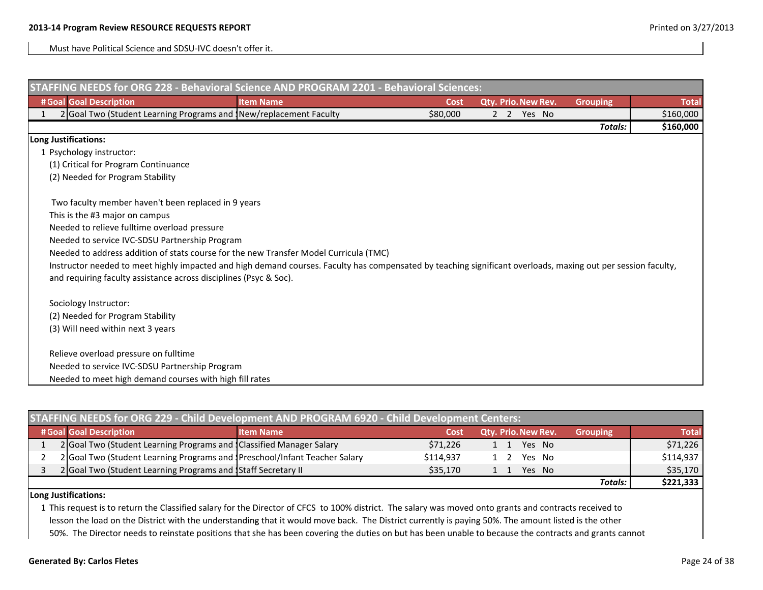Must have Political Science and SDSU-IVC doesn't offer it.

## STAFFING NEEDS for ORG 228 - Behavioral Science AND PROGRAM 2201 - Behavioral Sciences:

| # | Goal | Goal Description | Item Name | Cost | Qty. | Prio. | New | Rev. | Grouping | Total |
|---|---|---|---|---|---|---|---|---|---|---|
| 1 | 2 | Goal Two (Student Learning Programs and S | New/replacement Faculty | $80,000 | 2 | 2 | Yes | No | | $160,000 |
| | | | | | | | | | *Totals:* | **$160,000** |

**Long Justifications:**

1 Psychology instructor:

(1) Critical for Program Continuance

(2) Needed for Program Stability

Two faculty member haven't been replaced in 9 years

This is the #3 major on campus

Needed to relieve fulltime overload pressure

Needed to service IVC-SDSU Partnership Program

Needed to address addition of stats course for the new Transfer Model Curricula (TMC)

Instructor needed to meet highly impacted and high demand courses. Faculty has compensated by teaching significant overloads, maxing out per session faculty, and requiring faculty assistance across disciplines (Psyc & Soc).

Sociology Instructor:

(2) Needed for Program Stability

(3) Will need within next 3 years

Relieve overload pressure on fulltime

Needed to service IVC-SDSU Partnership Program

Needed to meet high demand courses with high fill rates

## STAFFING NEEDS for ORG 229 - Child Development AND PROGRAM 6920 - Child Development Centers:

| # | Goal | Goal Description | Item Name | Cost | Qty. | Prio. | New | Rev. | Grouping | Total |
|---|---|---|---|---|---|---|---|---|---|---|
| 1 | 2 | Goal Two (Student Learning Programs and S | Classified Manager Salary | $71,226 | 1 | 1 | Yes | No | | $71,226 |
| 2 | 2 | Goal Two (Student Learning Programs and S | Preschool/Infant Teacher Salary | $114,937 | 1 | 2 | Yes | No | | $114,937 |
| 3 | 2 | Goal Two (Student Learning Programs and S | Staff Secretary II | $35,170 | 1 | 1 | Yes | No | | $35,170 |
| | | | | | | | | | *Totals:* | **$221,333** |

**Long Justifications:**

1 This request is to return the Classified salary for the Director of CFCS to 100% district. The salary was moved onto grants and contracts received to lesson the load on the District with the understanding that it would move back. The District currently is paying 50%. The amount listed is the other 50%. The Director needs to reinstate positions that she has been covering the duties on but has been unable to because the contracts and grants cannot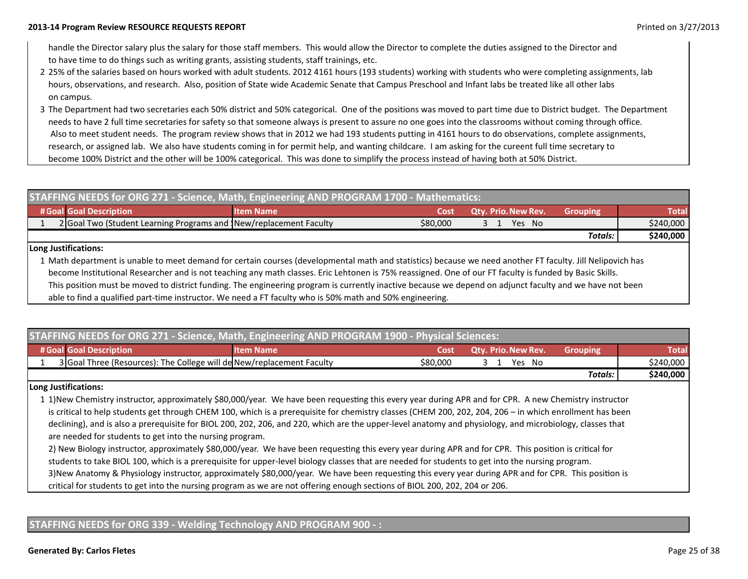handle the Director salary plus the salary for those staff members. This would allow the Director to complete the duties assigned to the Director and to have time to do things such as writing grants, assisting students, staff trainings, etc.

2 25% of the salaries based on hours worked with adult students. 2012 4161 hours (193 students) working with students who were completing assignments, lab hours, observations, and research. Also, position of State wide Academic Senate that Campus Preschool and Infant labs be treated like all other labs on campus.

3 The Department had two secretaries each 50% district and 50% categorical. One of the positions was moved to part time due to District budget. The Department needs to have 2 full time secretaries for safety so that someone always is present to assure no one goes into the classrooms without coming through office. Also to meet student needs. The program review shows that in 2012 we had 193 students putting in 4161 hours to do observations, complete assignments, research, or assigned lab. We also have students coming in for permit help, and wanting childcare. I am asking for the cureent full time secretary to become 100% District and the other will be 100% categorical. This was done to simplify the process instead of having both at 50% District.

## STAFFING NEEDS for ORG 271 - Science, Math, Engineering AND PROGRAM 1700 - Mathematics:

| # | Goal | Goal Description | Item Name | Cost | Qty. | Prio. | New | Rev. | Grouping | Total |
|---|---|---|---|---|---|---|---|---|---|---|
| 1 | 2 | Goal Two (Student Learning Programs and | New/replacement Faculty | $80,000 | 3 | 1 | Yes | No | | $240,000 |
| | | | | | | | | | ***Totals:*** | **$240,000** |

**Long Justifications:**

1 Math department is unable to meet demand for certain courses (developmental math and statistics) because we need another FT faculty. Jill Nelipovich has become Institutional Researcher and is not teaching any math classes. Eric Lehtonen is 75% reassigned. One of our FT faculty is funded by Basic Skills. This position must be moved to district funding. The engineering program is currently inactive because we depend on adjunct faculty and we have not been able to find a qualified part-time instructor. We need a FT faculty who is 50% math and 50% engineering.

## STAFFING NEEDS for ORG 271 - Science, Math, Engineering AND PROGRAM 1900 - Physical Sciences:

| # | Goal | Goal Description | Item Name | Cost | Qty. | Prio. | New | Rev. | Grouping | Total |
|---|---|---|---|---|---|---|---|---|---|---|
| 1 | 3 | Goal Three (Resources): The College will de | New/replacement Faculty | $80,000 | 3 | 1 | Yes | No | | $240,000 |
| | | | | | | | | | ***Totals:*** | **$240,000** |

**Long Justifications:**

1 1)New Chemistry instructor, approximately $80,000/year. We have been requesting this every year during APR and for CPR. A new Chemistry instructor is critical to help students get through CHEM 100, which is a prerequisite for chemistry classes (CHEM 200, 202, 204, 206 – in which enrollment has been declining), and is also a prerequisite for BIOL 200, 202, 206, and 220, which are the upper-level anatomy and physiology, and microbiology, classes that are needed for students to get into the nursing program.
2) New Biology instructor, approximately $80,000/year. We have been requesting this every year during APR and for CPR. This position is critical for students to take BIOL 100, which is a prerequisite for upper-level biology classes that are needed for students to get into the nursing program.
3)New Anatomy & Physiology instructor, approximately $80,000/year. We have been requesting this every year during APR and for CPR. This position is critical for students to get into the nursing program as we are not offering enough sections of BIOL 200, 202, 204 or 206.

## STAFFING NEEDS for ORG 339 - Welding Technology AND PROGRAM 900 - :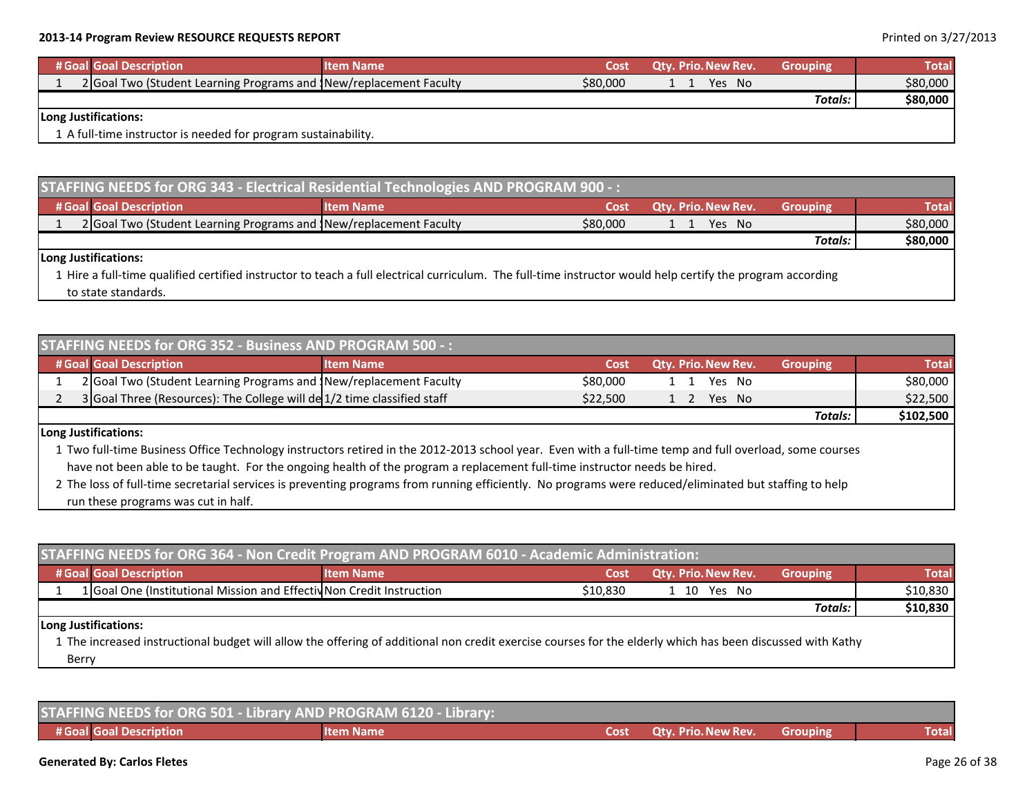| # | Goal | Goal Description | Item Name | Cost | Qty. | Prio. | New | Rev. | Grouping | Total |
|---|---|---|---|---|---|---|---|---|---|---|
| 1 | 2 | Goal Two (Student Learning Programs and | New/replacement Faculty | $80,000 | 1 | 1 | Yes | No | | $80,000 |
| | | | | | | | | | *Totals:* | **$80,000** |

**Long Justifications:**

1 A full-time instructor is needed for program sustainability.

## STAFFING NEEDS for ORG 343 - Electrical Residential Technologies AND PROGRAM 900 - :

| # | Goal | Goal Description | Item Name | Cost | Qty. | Prio. | New | Rev. | Grouping | Total |
|---|---|---|---|---|---|---|---|---|---|---|
| 1 | 2 | Goal Two (Student Learning Programs and | New/replacement Faculty | $80,000 | 1 | 1 | Yes | No | | $80,000 |
| | | | | | | | | | *Totals:* | **$80,000** |

**Long Justifications:**

1 Hire a full-time qualified certified instructor to teach a full electrical curriculum. The full-time instructor would help certify the program according to state standards.

## STAFFING NEEDS for ORG 352 - Business AND PROGRAM 500 - :

| # | Goal | Goal Description | Item Name | Cost | Qty. | Prio. | New | Rev. | Grouping | Total |
|---|---|---|---|---|---|---|---|---|---|---|
| 1 | 2 | Goal Two (Student Learning Programs and | New/replacement Faculty | $80,000 | 1 | 1 | Yes | No | | $80,000 |
| 2 | 3 | Goal Three (Resources): The College will de | 1/2 time classified staff | $22,500 | 1 | 2 | Yes | No | | $22,500 |
| | | | | | | | | | *Totals:* | **$102,500** |

**Long Justifications:**

1 Two full-time Business Office Technology instructors retired in the 2012-2013 school year. Even with a full-time temp and full overload, some courses have not been able to be taught. For the ongoing health of the program a replacement full-time instructor needs be hired.

2 The loss of full-time secretarial services is preventing programs from running efficiently. No programs were reduced/eliminated but staffing to help run these programs was cut in half.

## STAFFING NEEDS for ORG 364 - Non Credit Program AND PROGRAM 6010 - Academic Administration:

| # | Goal | Goal Description | Item Name | Cost | Qty. | Prio. | New | Rev. | Grouping | Total |
|---|---|---|---|---|---|---|---|---|---|---|
| 1 | 1 | Goal One (Institutional Mission and Effectiv | Non Credit Instruction | $10,830 | 1 | 10 | Yes | No | | $10,830 |
| | | | | | | | | | *Totals:* | **$10,830** |

**Long Justifications:**

1 The increased instructional budget will allow the offering of additional non credit exercise courses for the elderly which has been discussed with Kathy Berry

## STAFFING NEEDS for ORG 501 - Library AND PROGRAM 6120 - Library:

| # | Goal | Goal Description | Item Name | Cost | Qty. | Prio. | New | Rev. | Grouping | Total |
|---|---|---|---|---|---|---|---|---|---|---|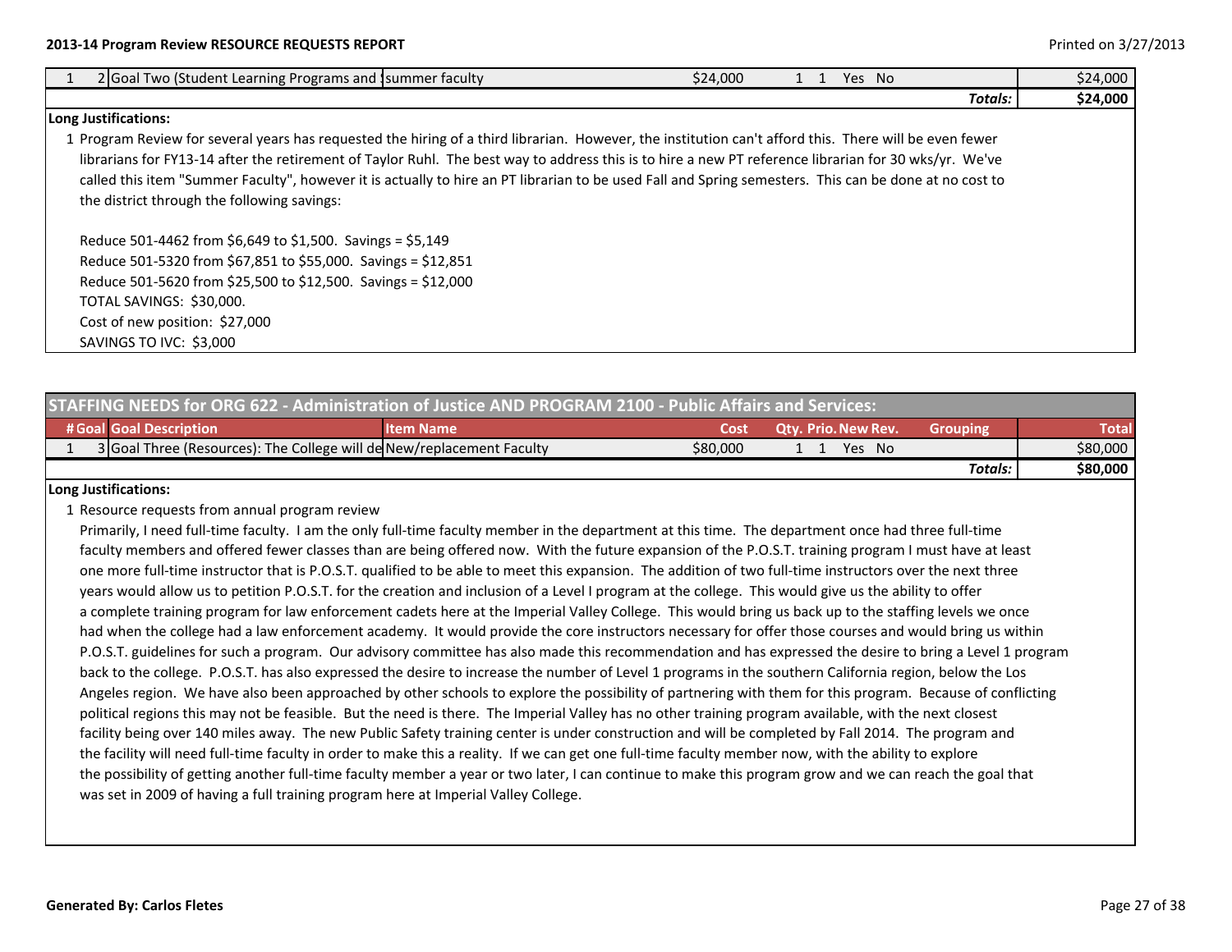| # | Goal | Goal Description | Item Name | Cost | Qty. | Prio. | New | Rev. | Grouping | Total |
|---|---|---|---|---|---|---|---|---|---|---|
| 1 | 2 | Goal Two (Student Learning Programs and | summer faculty | $24,000 | 1 | 1 | Yes | No | | $24,000 |
| | | | | | | | | | *Totals:* | **$24,000** |

**Long Justifications:**

1 Program Review for several years has requested the hiring of a third librarian. However, the institution can't afford this. There will be even fewer librarians for FY13-14 after the retirement of Taylor Ruhl. The best way to address this is to hire a new PT reference librarian for 30 wks/yr. We've called this item "Summer Faculty", however it is actually to hire an PT librarian to be used Fall and Spring semesters. This can be done at no cost to the district through the following savings:

Reduce 501-4462 from $6,649 to $1,500. Savings = $5,149
Reduce 501-5320 from $67,851 to $55,000. Savings = $12,851
Reduce 501-5620 from $25,500 to $12,500. Savings = $12,000
TOTAL SAVINGS: $30,000.
Cost of new position: $27,000
SAVINGS TO IVC: $3,000

## STAFFING NEEDS for ORG 622 - Administration of Justice AND PROGRAM 2100 - Public Affairs and Services:

| # | Goal | Goal Description | Item Name | Cost | Qty. | Prio. | New | Rev. | Grouping | Total |
|---|---|---|---|---|---|---|---|---|---|---|
| 1 | 3 | Goal Three (Resources): The College will de | New/replacement Faculty | $80,000 | 1 | 1 | Yes | No | | $80,000 |
| | | | | | | | | | *Totals:* | **$80,000** |

**Long Justifications:**

1 Resource requests from annual program review

Primarily, I need full-time faculty. I am the only full-time faculty member in the department at this time. The department once had three full-time faculty members and offered fewer classes than are being offered now. With the future expansion of the P.O.S.T. training program I must have at least one more full-time instructor that is P.O.S.T. qualified to be able to meet this expansion. The addition of two full-time instructors over the next three years would allow us to petition P.O.S.T. for the creation and inclusion of a Level I program at the college. This would give us the ability to offer a complete training program for law enforcement cadets here at the Imperial Valley College. This would bring us back up to the staffing levels we once had when the college had a law enforcement academy. It would provide the core instructors necessary for offer those courses and would bring us within P.O.S.T. guidelines for such a program. Our advisory committee has also made this recommendation and has expressed the desire to bring a Level 1 program back to the college. P.O.S.T. has also expressed the desire to increase the number of Level 1 programs in the southern California region, below the Los Angeles region. We have also been approached by other schools to explore the possibility of partnering with them for this program. Because of conflicting political regions this may not be feasible. But the need is there. The Imperial Valley has no other training program available, with the next closest facility being over 140 miles away. The new Public Safety training center is under construction and will be completed by Fall 2014. The program and the facility will need full-time faculty in order to make this a reality. If we can get one full-time faculty member now, with the ability to explore the possibility of getting another full-time faculty member a year or two later, I can continue to make this program grow and we can reach the goal that was set in 2009 of having a full training program here at Imperial Valley College.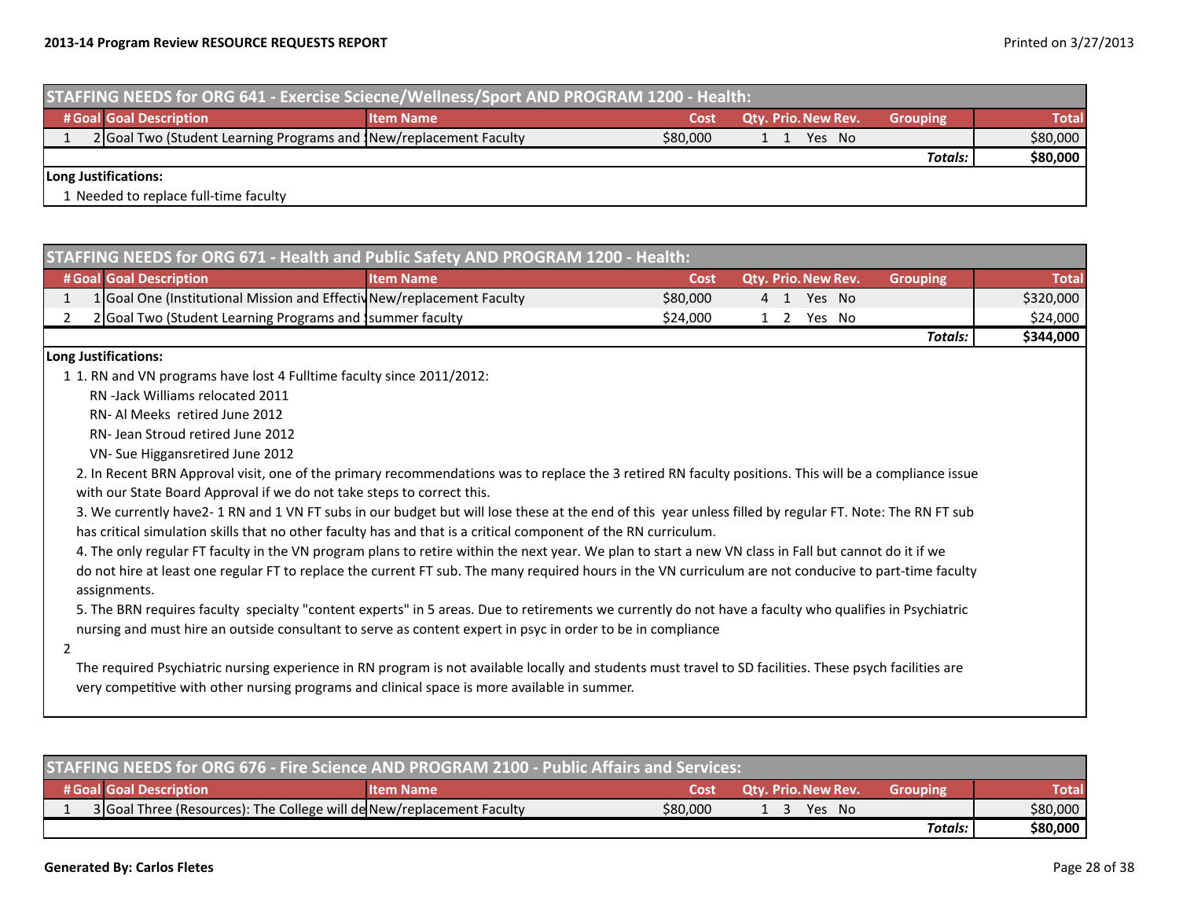## STAFFING NEEDS for ORG 641 - Exercise Sciecne/Wellness/Sport AND PROGRAM 1200 - Health:

| # | Goal | Goal Description | Item Name | Cost | Qty. | Prio. | New | Rev. | Grouping | Total |
|---|---|---|---|---|---|---|---|---|---|---|
| 1 | 2 | Goal Two (Student Learning Programs and | New/replacement Faculty | $80,000 | 1 | 1 | Yes | No | | $80,000 |
| | | | | | | | | | *Totals:* | **$80,000** |

**Long Justifications:**

1 Needed to replace full-time faculty

## STAFFING NEEDS for ORG 671 - Health and Public Safety AND PROGRAM 1200 - Health:

| # | Goal | Goal Description | Item Name | Cost | Qty. | Prio. | New | Rev. | Grouping | Total |
|---|---|---|---|---|---|---|---|---|---|---|
| 1 | 1 | Goal One (Institutional Mission and Effectiv | New/replacement Faculty | $80,000 | 4 | 1 | Yes | No | | $320,000 |
| 2 | 2 | Goal Two (Student Learning Programs and | summer faculty | $24,000 | 1 | 2 | Yes | No | | $24,000 |
| | | | | | | | | | *Totals:* | **$344,000** |

**Long Justifications:**

1 1. RN and VN programs have lost 4 Fulltime faculty since 2011/2012:

RN -Jack Williams relocated 2011

RN- Al Meeks retired June 2012

RN- Jean Stroud retired June 2012

VN- Sue Higgansretired June 2012

2. In Recent BRN Approval visit, one of the primary recommendations was to replace the 3 retired RN faculty positions. This will be a compliance issue with our State Board Approval if we do not take steps to correct this.

3. We currently have2- 1 RN and 1 VN FT subs in our budget but will lose these at the end of this year unless filled by regular FT. Note: The RN FT sub has critical simulation skills that no other faculty has and that is a critical component of the RN curriculum.

4. The only regular FT faculty in the VN program plans to retire within the next year. We plan to start a new VN class in Fall but cannot do it if we do not hire at least one regular FT to replace the current FT sub. The many required hours in the VN curriculum are not conducive to part-time faculty assignments.

5. The BRN requires faculty specialty "content experts" in 5 areas. Due to retirements we currently do not have a faculty who qualifies in Psychiatric nursing and must hire an outside consultant to serve as content expert in psyc in order to be in compliance

2

The required Psychiatric nursing experience in RN program is not available locally and students must travel to SD facilities. These psych facilities are very competitive with other nursing programs and clinical space is more available in summer.

## STAFFING NEEDS for ORG 676 - Fire Science AND PROGRAM 2100 - Public Affairs and Services:

| # | Goal | Goal Description | Item Name | Cost | Qty. | Prio. | New | Rev. | Grouping | Total |
|---|---|---|---|---|---|---|---|---|---|---|
| 1 | 3 | Goal Three (Resources): The College will de | New/replacement Faculty | $80,000 | 1 | 3 | Yes | No | | $80,000 |
| | | | | | | | | | *Totals:* | **$80,000** |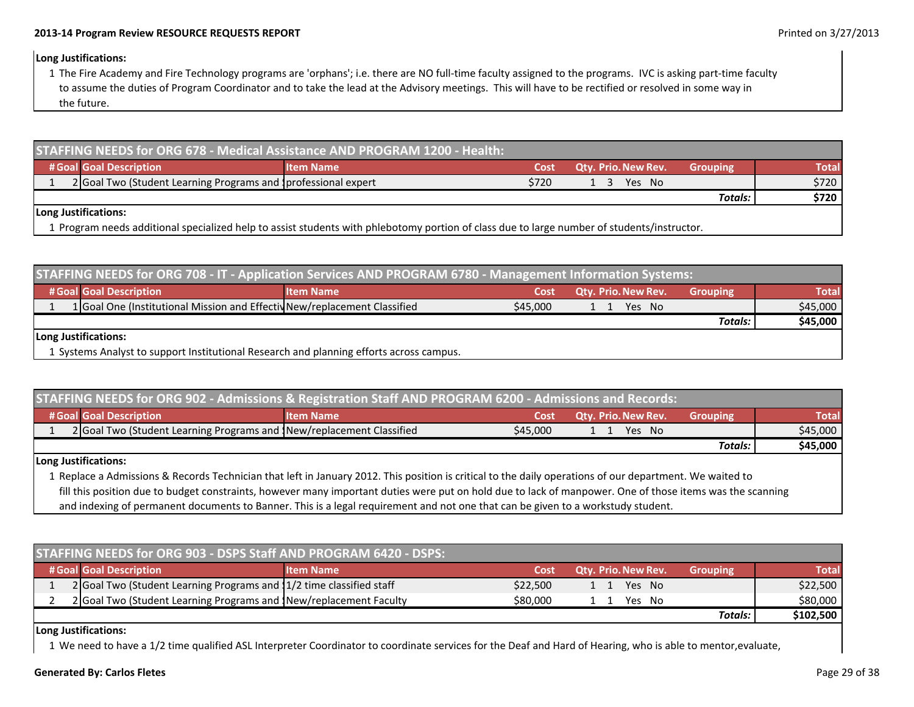**Long Justifications:**

1 The Fire Academy and Fire Technology programs are 'orphans'; i.e. there are NO full-time faculty assigned to the programs. IVC is asking part-time faculty to assume the duties of Program Coordinator and to take the lead at the Advisory meetings. This will have to be rectified or resolved in some way in the future.

## STAFFING NEEDS for ORG 678 - Medical Assistance AND PROGRAM 1200 - Health:

| # | Goal | Goal Description | Item Name | Cost | Qty. | Prio. | New | Rev. | Grouping | Total |
|---|---|---|---|---|---|---|---|---|---|---|
| 1 | 2 | Goal Two (Student Learning Programs and S | professional expert | $720 | 1 | 3 | Yes | No | | $720 |
| | | | | | | | | | **Totals:** | **$720** |

**Long Justifications:**

1 Program needs additional specialized help to assist students with phlebotomy portion of class due to large number of students/instructor.

## STAFFING NEEDS for ORG 708 - IT - Application Services AND PROGRAM 6780 - Management Information Systems:

| # | Goal | Goal Description | Item Name | Cost | Qty. | Prio. | New | Rev. | Grouping | Total |
|---|---|---|---|---|---|---|---|---|---|---|
| 1 | 1 | Goal One (Institutional Mission and Effectiv | New/replacement Classified | $45,000 | 1 | 1 | Yes | No | | $45,000 |
| | | | | | | | | | **Totals:** | **$45,000** |

**Long Justifications:**

1 Systems Analyst to support Institutional Research and planning efforts across campus.

## STAFFING NEEDS for ORG 902 - Admissions & Registration Staff AND PROGRAM 6200 - Admissions and Records:

| # | Goal | Goal Description | Item Name | Cost | Qty. | Prio. | New | Rev. | Grouping | Total |
|---|---|---|---|---|---|---|---|---|---|---|
| 1 | 2 | Goal Two (Student Learning Programs and S | New/replacement Classified | $45,000 | 1 | 1 | Yes | No | | $45,000 |
| | | | | | | | | | **Totals:** | **$45,000** |

**Long Justifications:**

1 Replace a Admissions & Records Technician that left in January 2012. This position is critical to the daily operations of our department. We waited to fill this position due to budget constraints, however many important duties were put on hold due to lack of manpower. One of those items was the scanning and indexing of permanent documents to Banner. This is a legal requirement and not one that can be given to a workstudy student.

## STAFFING NEEDS for ORG 903 - DSPS Staff AND PROGRAM 6420 - DSPS:

| # | Goal | Goal Description | Item Name | Cost | Qty. | Prio. | New | Rev. | Grouping | Total |
|---|---|---|---|---|---|---|---|---|---|---|
| 1 | 2 | Goal Two (Student Learning Programs and S | 1/2 time classified staff | $22,500 | 1 | 1 | Yes | No | | $22,500 |
| 2 | 2 | Goal Two (Student Learning Programs and S | New/replacement Faculty | $80,000 | 1 | 1 | Yes | No | | $80,000 |
| | | | | | | | | | **Totals:** | **$102,500** |

**Long Justifications:**

1 We need to have a 1/2 time qualified ASL Interpreter Coordinator to coordinate services for the Deaf and Hard of Hearing, who is able to mentor,evaluate,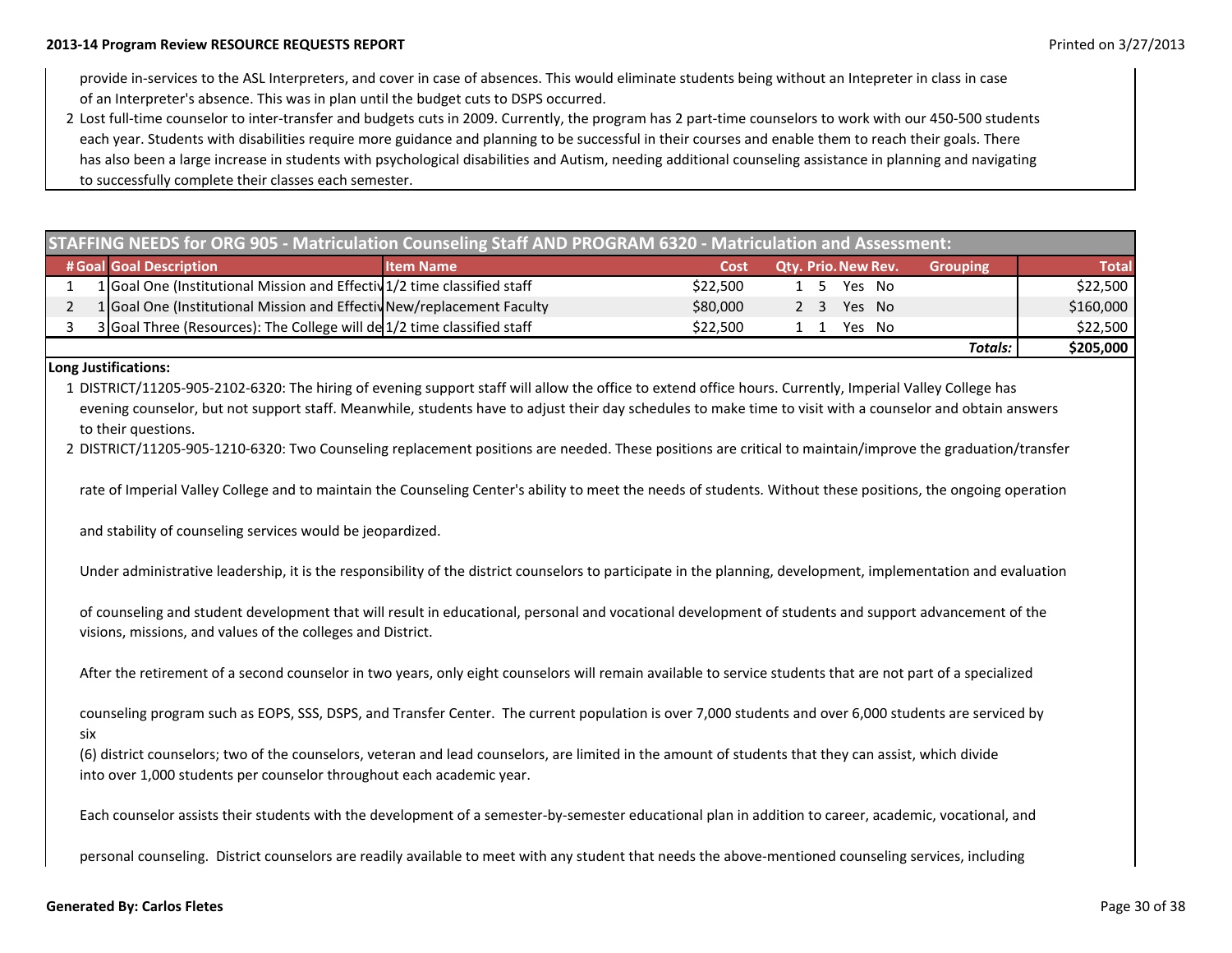provide in-services to the ASL Interpreters, and cover in case of absences. This would eliminate students being without an Intepreter in class in case of an Interpreter's absence. This was in plan until the budget cuts to DSPS occurred.

2 Lost full-time counselor to inter-transfer and budgets cuts in 2009. Currently, the program has 2 part-time counselors to work with our 450-500 students each year. Students with disabilities require more guidance and planning to be successful in their courses and enable them to reach their goals. There has also been a large increase in students with psychological disabilities and Autism, needing additional counseling assistance in planning and navigating to successfully complete their classes each semester.

## STAFFING NEEDS for ORG 905 - Matriculation Counseling Staff AND PROGRAM 6320 - Matriculation and Assessment:

| # | Goal | Goal Description | Item Name | Cost | Qty. | Prio. | New | Rev. | Grouping | Total |
|---|---|---|---|---|---|---|---|---|---|---|
| 1 | 1 | Goal One (Institutional Mission and Effectiv | 1/2 time classified staff | $22,500 | 1 | 5 | Yes | No | | $22,500 |
| 2 | 1 | Goal One (Institutional Mission and Effectiv | New/replacement Faculty | $80,000 | 2 | 3 | Yes | No | | $160,000 |
| 3 | 3 | Goal Three (Resources): The College will de | 1/2 time classified staff | $22,500 | 1 | 1 | Yes | No | | $22,500 |
| | | | | | | | | | ***Totals:*** | **$205,000** |

**Long Justifications:**

1 DISTRICT/11205-905-2102-6320: The hiring of evening support staff will allow the office to extend office hours. Currently, Imperial Valley College has evening counselor, but not support staff. Meanwhile, students have to adjust their day schedules to make time to visit with a counselor and obtain answers to their questions.

2 DISTRICT/11205-905-1210-6320: Two Counseling replacement positions are needed. These positions are critical to maintain/improve the graduation/transfer

rate of Imperial Valley College and to maintain the Counseling Center's ability to meet the needs of students. Without these positions, the ongoing operation

and stability of counseling services would be jeopardized.

Under administrative leadership, it is the responsibility of the district counselors to participate in the planning, development, implementation and evaluation

of counseling and student development that will result in educational, personal and vocational development of students and support advancement of the visions, missions, and values of the colleges and District.

After the retirement of a second counselor in two years, only eight counselors will remain available to service students that are not part of a specialized

counseling program such as EOPS, SSS, DSPS, and Transfer Center. The current population is over 7,000 students and over 6,000 students are serviced by six
(6) district counselors; two of the counselors, veteran and lead counselors, are limited in the amount of students that they can assist, which divide into over 1,000 students per counselor throughout each academic year.

Each counselor assists their students with the development of a semester-by-semester educational plan in addition to career, academic, vocational, and

personal counseling. District counselors are readily available to meet with any student that needs the above-mentioned counseling services, including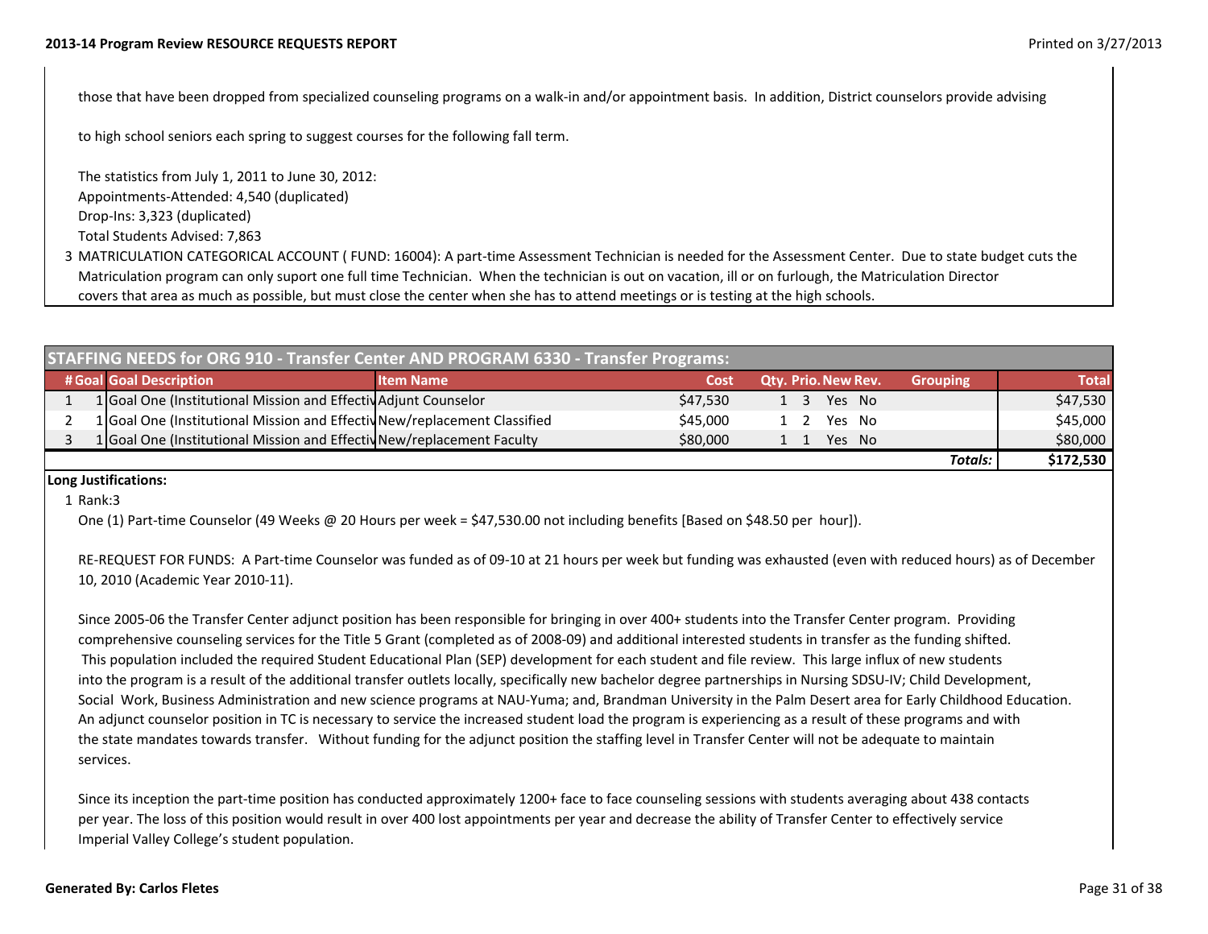those that have been dropped from specialized counseling programs on a walk-in and/or appointment basis. In addition, District counselors provide advising

to high school seniors each spring to suggest courses for the following fall term.

The statistics from July 1, 2011 to June 30, 2012:
Appointments-Attended: 4,540 (duplicated)
Drop-Ins: 3,323 (duplicated)
Total Students Advised: 7,863

3 MATRICULATION CATEGORICAL ACCOUNT ( FUND: 16004): A part-time Assessment Technician is needed for the Assessment Center. Due to state budget cuts the Matriculation program can only suport one full time Technician. When the technician is out on vacation, ill or on furlough, the Matriculation Director covers that area as much as possible, but must close the center when she has to attend meetings or is testing at the high schools.

## STAFFING NEEDS for ORG 910 - Transfer Center AND PROGRAM 6330 - Transfer Programs:

| # | Goal | Goal Description | Item Name | Cost | Qty. | Prio. | New | Rev. | Grouping | Total |
|---|---|---|---|---|---|---|---|---|---|---|
| 1 | 1 | Goal One (Institutional Mission and Effectiv | Adjunt Counselor | $47,530 | 1 | 3 | Yes | No | | $47,530 |
| 2 | 1 | Goal One (Institutional Mission and Effectiv | New/replacement Classified | $45,000 | 1 | 2 | Yes | No | | $45,000 |
| 3 | 1 | Goal One (Institutional Mission and Effectiv | New/replacement Faculty | $80,000 | 1 | 1 | Yes | No | | $80,000 |
| | | | | | | | | | ***Totals:*** | **$172,530** |

**Long Justifications:**

1 Rank:3

One (1) Part-time Counselor (49 Weeks @ 20 Hours per week = $47,530.00 not including benefits [Based on $48.50 per hour]).

RE-REQUEST FOR FUNDS: A Part-time Counselor was funded as of 09-10 at 21 hours per week but funding was exhausted (even with reduced hours) as of December 10, 2010 (Academic Year 2010-11).

Since 2005-06 the Transfer Center adjunct position has been responsible for bringing in over 400+ students into the Transfer Center program. Providing comprehensive counseling services for the Title 5 Grant (completed as of 2008-09) and additional interested students in transfer as the funding shifted. This population included the required Student Educational Plan (SEP) development for each student and file review. This large influx of new students into the program is a result of the additional transfer outlets locally, specifically new bachelor degree partnerships in Nursing SDSU-IV; Child Development, Social Work, Business Administration and new science programs at NAU-Yuma; and, Brandman University in the Palm Desert area for Early Childhood Education. An adjunct counselor position in TC is necessary to service the increased student load the program is experiencing as a result of these programs and with the state mandates towards transfer. Without funding for the adjunct position the staffing level in Transfer Center will not be adequate to maintain services.

Since its inception the part-time position has conducted approximately 1200+ face to face counseling sessions with students averaging about 438 contacts per year. The loss of this position would result in over 400 lost appointments per year and decrease the ability of Transfer Center to effectively service Imperial Valley College's student population.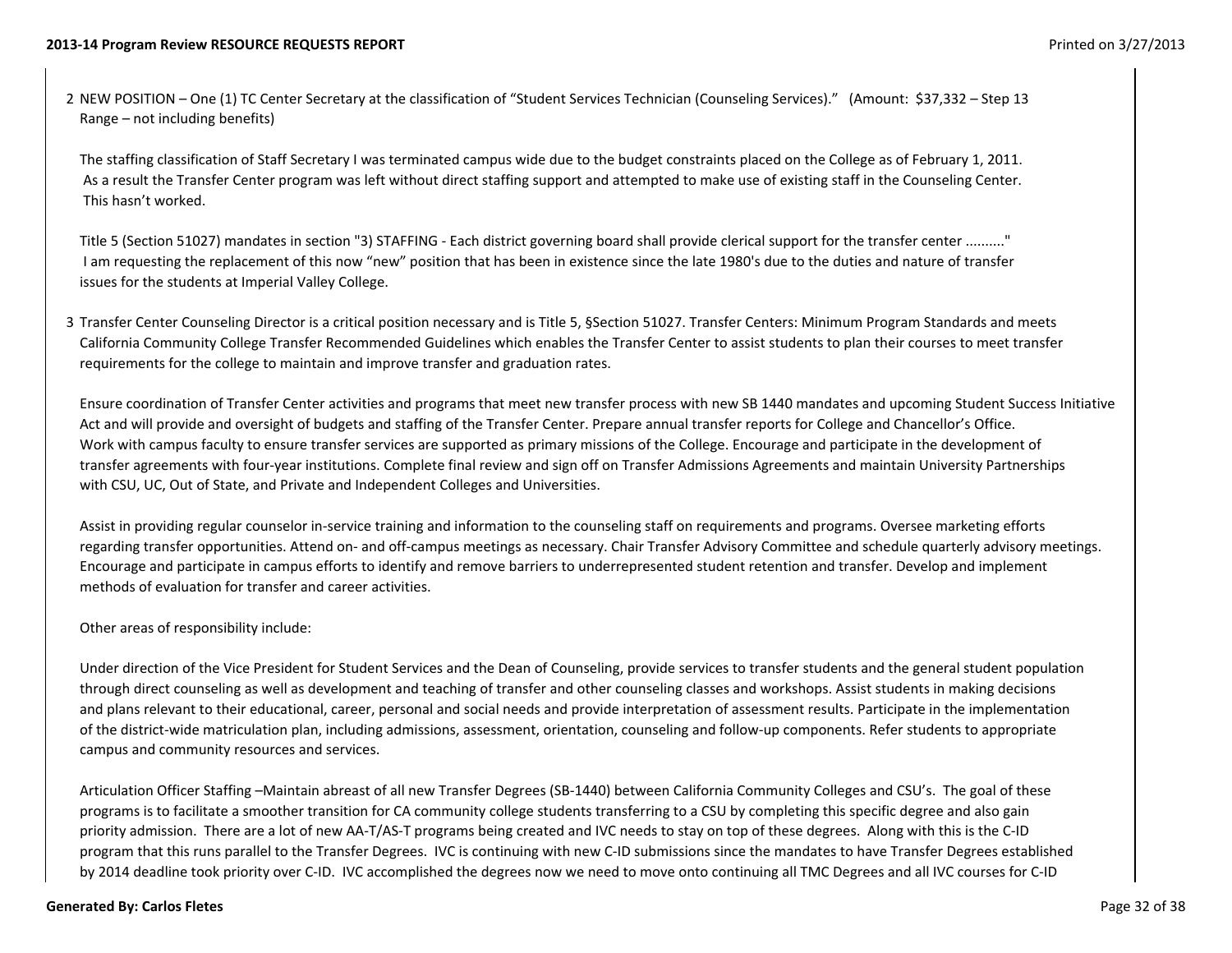2 NEW POSITION – One (1) TC Center Secretary at the classification of "Student Services Technician (Counseling Services)." (Amount: $37,332 – Step 13 Range – not including benefits)

The staffing classification of Staff Secretary I was terminated campus wide due to the budget constraints placed on the College as of February 1, 2011. As a result the Transfer Center program was left without direct staffing support and attempted to make use of existing staff in the Counseling Center. This hasn't worked.

Title 5 (Section 51027) mandates in section "3) STAFFING - Each district governing board shall provide clerical support for the transfer center .........." I am requesting the replacement of this now "new" position that has been in existence since the late 1980's due to the duties and nature of transfer issues for the students at Imperial Valley College.

3 Transfer Center Counseling Director is a critical position necessary and is Title 5, §Section 51027. Transfer Centers: Minimum Program Standards and meets California Community College Transfer Recommended Guidelines which enables the Transfer Center to assist students to plan their courses to meet transfer requirements for the college to maintain and improve transfer and graduation rates.

Ensure coordination of Transfer Center activities and programs that meet new transfer process with new SB 1440 mandates and upcoming Student Success Initiative Act and will provide and oversight of budgets and staffing of the Transfer Center. Prepare annual transfer reports for College and Chancellor's Office. Work with campus faculty to ensure transfer services are supported as primary missions of the College. Encourage and participate in the development of transfer agreements with four-year institutions. Complete final review and sign off on Transfer Admissions Agreements and maintain University Partnerships with CSU, UC, Out of State, and Private and Independent Colleges and Universities.

Assist in providing regular counselor in-service training and information to the counseling staff on requirements and programs. Oversee marketing efforts regarding transfer opportunities. Attend on- and off-campus meetings as necessary. Chair Transfer Advisory Committee and schedule quarterly advisory meetings. Encourage and participate in campus efforts to identify and remove barriers to underrepresented student retention and transfer. Develop and implement methods of evaluation for transfer and career activities.

Other areas of responsibility include:

Under direction of the Vice President for Student Services and the Dean of Counseling, provide services to transfer students and the general student population through direct counseling as well as development and teaching of transfer and other counseling classes and workshops. Assist students in making decisions and plans relevant to their educational, career, personal and social needs and provide interpretation of assessment results. Participate in the implementation of the district-wide matriculation plan, including admissions, assessment, orientation, counseling and follow-up components. Refer students to appropriate campus and community resources and services.

Articulation Officer Staffing –Maintain abreast of all new Transfer Degrees (SB-1440) between California Community Colleges and CSU's. The goal of these programs is to facilitate a smoother transition for CA community college students transferring to a CSU by completing this specific degree and also gain priority admission. There are a lot of new AA-T/AS-T programs being created and IVC needs to stay on top of these degrees. Along with this is the C-ID program that this runs parallel to the Transfer Degrees. IVC is continuing with new C-ID submissions since the mandates to have Transfer Degrees established by 2014 deadline took priority over C-ID. IVC accomplished the degrees now we need to move onto continuing all TMC Degrees and all IVC courses for C-ID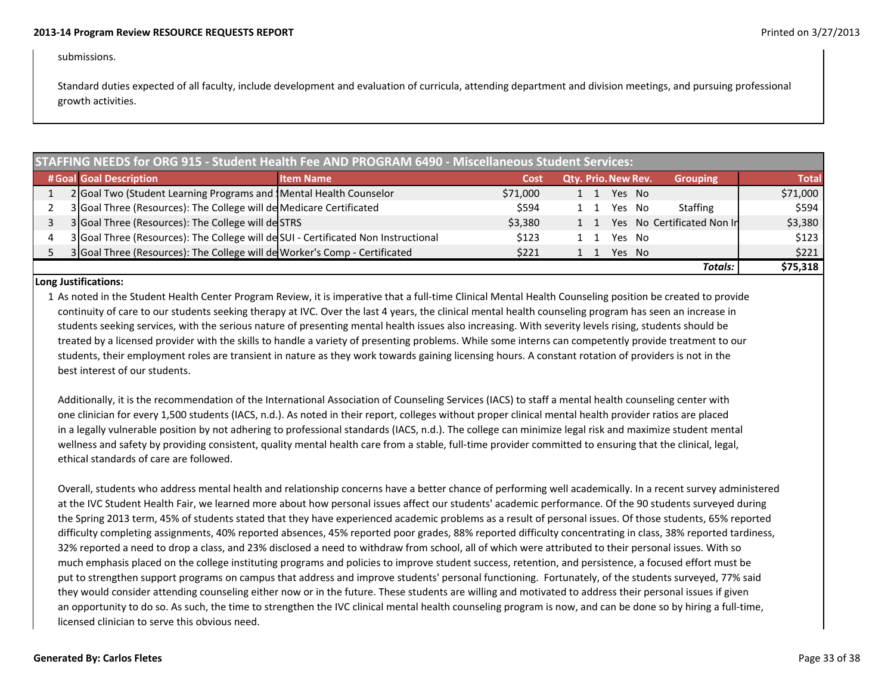submissions.

Standard duties expected of all faculty, include development and evaluation of curricula, attending department and division meetings, and pursuing professional growth activities.

## STAFFING NEEDS for ORG 915 - Student Health Fee AND PROGRAM 6490 - Miscellaneous Student Services:

| # | Goal | Goal Description | Item Name | Cost | Qty. | Prio. | New | Rev. | Grouping | Total |
|---|---|---|---|---|---|---|---|---|---|---|
| 1 | 2 | Goal Two (Student Learning Programs and S | Mental Health Counselor | $71,000 | 1 | 1 | Yes | No | | $71,000 |
| 2 | 3 | Goal Three (Resources): The College will de | Medicare Certificated | $594 | 1 | 1 | Yes | No | Staffing | $594 |
| 3 | 3 | Goal Three (Resources): The College will de | STRS | $3,380 | 1 | 1 | Yes | No | Certificated Non In | $3,380 |
| 4 | 3 | Goal Three (Resources): The College will de | SUI - Certificated Non Instructional | $123 | 1 | 1 | Yes | No | | $123 |
| 5 | 3 | Goal Three (Resources): The College will de | Worker's Comp - Certificated | $221 | 1 | 1 | Yes | No | | $221 |
| | | | | | | | | | ***Totals:*** | **$75,318** |

**Long Justifications:**

1 As noted in the Student Health Center Program Review, it is imperative that a full-time Clinical Mental Health Counseling position be created to provide continuity of care to our students seeking therapy at IVC. Over the last 4 years, the clinical mental health counseling program has seen an increase in students seeking services, with the serious nature of presenting mental health issues also increasing. With severity levels rising, students should be treated by a licensed provider with the skills to handle a variety of presenting problems. While some interns can competently provide treatment to our students, their employment roles are transient in nature as they work towards gaining licensing hours. A constant rotation of providers is not in the best interest of our students.

Additionally, it is the recommendation of the International Association of Counseling Services (IACS) to staff a mental health counseling center with one clinician for every 1,500 students (IACS, n.d.). As noted in their report, colleges without proper clinical mental health provider ratios are placed in a legally vulnerable position by not adhering to professional standards (IACS, n.d.). The college can minimize legal risk and maximize student mental wellness and safety by providing consistent, quality mental health care from a stable, full-time provider committed to ensuring that the clinical, legal, ethical standards of care are followed.

Overall, students who address mental health and relationship concerns have a better chance of performing well academically. In a recent survey administered at the IVC Student Health Fair, we learned more about how personal issues affect our students' academic performance. Of the 90 students surveyed during the Spring 2013 term, 45% of students stated that they have experienced academic problems as a result of personal issues. Of those students, 65% reported difficulty completing assignments, 40% reported absences, 45% reported poor grades, 88% reported difficulty concentrating in class, 38% reported tardiness, 32% reported a need to drop a class, and 23% disclosed a need to withdraw from school, all of which were attributed to their personal issues. With so much emphasis placed on the college instituting programs and policies to improve student success, retention, and persistence, a focused effort must be put to strengthen support programs on campus that address and improve students' personal functioning. Fortunately, of the students surveyed, 77% said they would consider attending counseling either now or in the future. These students are willing and motivated to address their personal issues if given an opportunity to do so. As such, the time to strengthen the IVC clinical mental health counseling program is now, and can be done so by hiring a full-time, licensed clinician to serve this obvious need.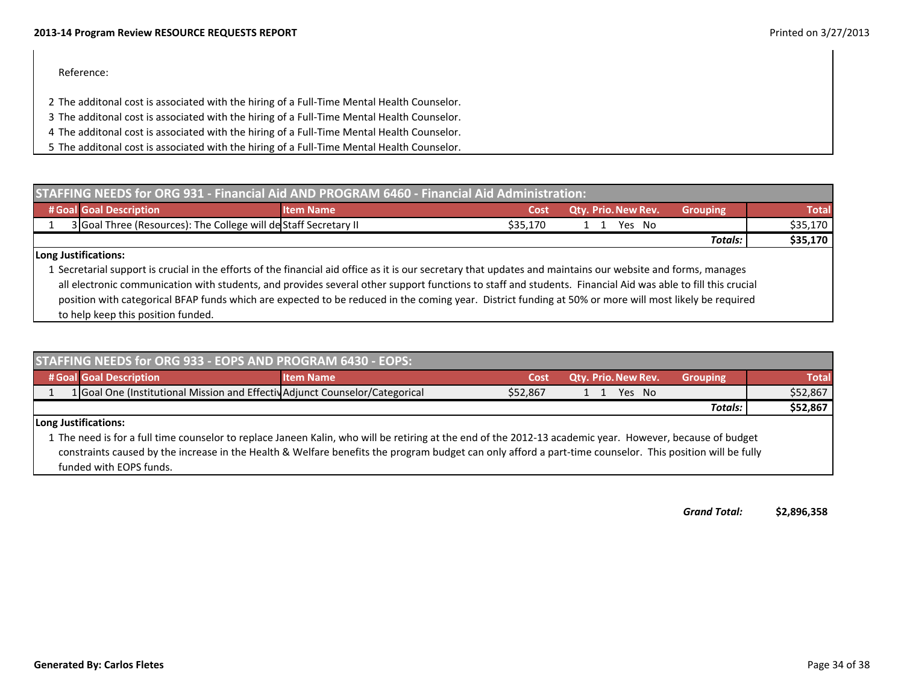Reference:

2 The additonal cost is associated with the hiring of a Full-Time Mental Health Counselor.
3 The additonal cost is associated with the hiring of a Full-Time Mental Health Counselor.
4 The additonal cost is associated with the hiring of a Full-Time Mental Health Counselor.
5 The additonal cost is associated with the hiring of a Full-Time Mental Health Counselor.

## STAFFING NEEDS for ORG 931 - Financial Aid AND PROGRAM 6460 - Financial Aid Administration:

| # | Goal | Goal Description | Item Name | Cost | Qty. | Prio. | New | Rev. | Grouping | Total |
|---|---|---|---|---|---|---|---|---|---|---|
| 1 | 3 | Goal Three (Resources): The College will de | Staff Secretary II | $35,170 | 1 | 1 | Yes | No | | $35,170 |
| | | | | | | | | | ***Totals:*** | **$35,170** |

**Long Justifications:**

1 Secretarial support is crucial in the efforts of the financial aid office as it is our secretary that updates and maintains our website and forms, manages all electronic communication with students, and provides several other support functions to staff and students. Financial Aid was able to fill this crucial position with categorical BFAP funds which are expected to be reduced in the coming year. District funding at 50% or more will most likely be required to help keep this position funded.

## STAFFING NEEDS for ORG 933 - EOPS AND PROGRAM 6430 - EOPS:

| # | Goal | Goal Description | Item Name | Cost | Qty. | Prio. | New | Rev. | Grouping | Total |
|---|---|---|---|---|---|---|---|---|---|---|
| 1 | 1 | Goal One (Institutional Mission and Effectiv | Adjunct Counselor/Categorical | $52,867 | 1 | 1 | Yes | No | | $52,867 |
| | | | | | | | | | ***Totals:*** | **$52,867** |

**Long Justifications:**

1 The need is for a full time counselor to replace Janeen Kalin, who will be retiring at the end of the 2012-13 academic year. However, because of budget constraints caused by the increase in the Health & Welfare benefits the program budget can only afford a part-time counselor. This position will be fully funded with EOPS funds.

***Grand Total:*** **$2,896,358**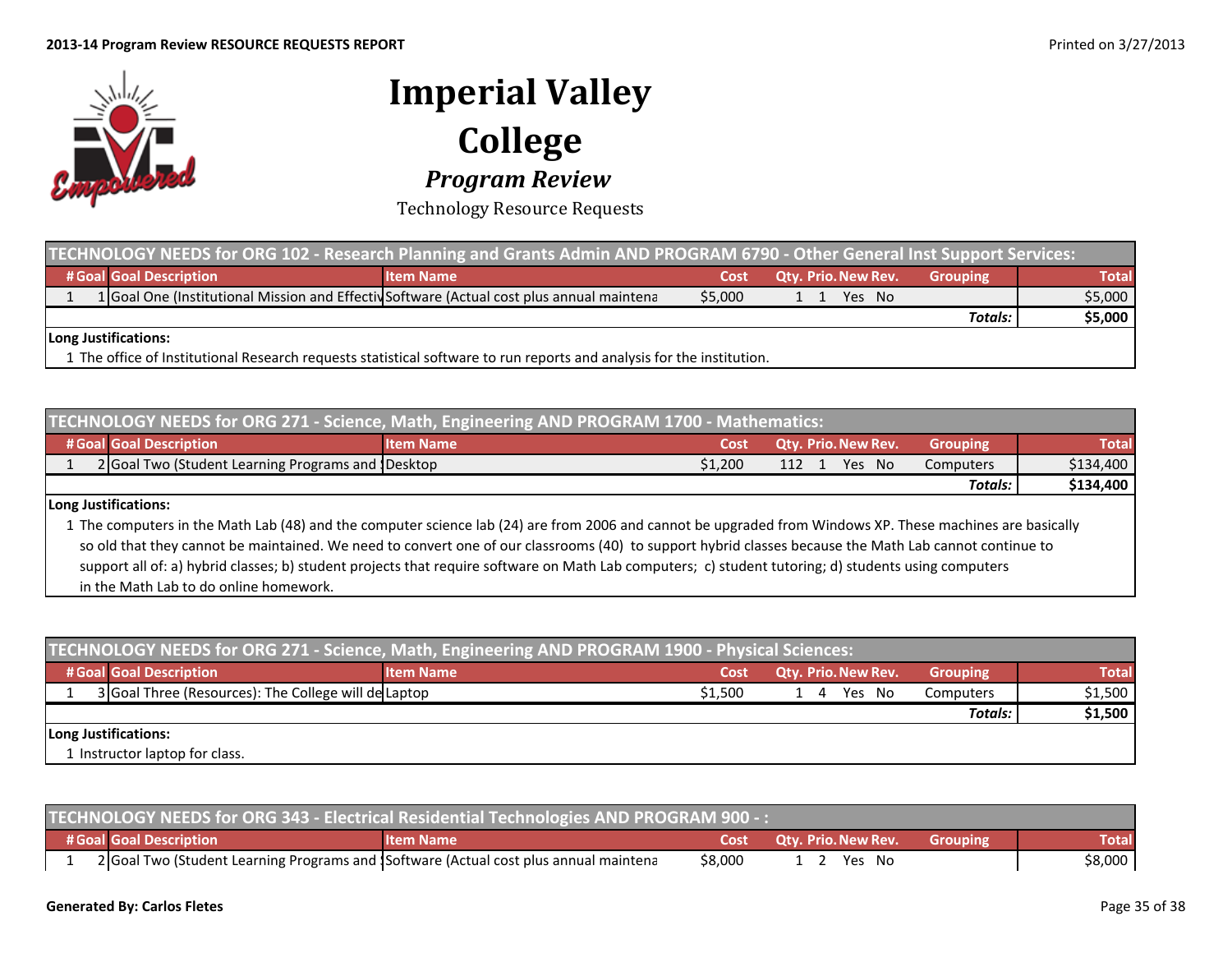# Imperial Valley College

## *Program Review*

Technology Resource Requests

| TECHNOLOGY NEEDS for ORG 102 - Research Planning and Grants Admin AND PROGRAM 6790 - Other General Inst Support Services: | | | | | | | | | | |
|---|---|---|---|---|---|---|---|---|---|---|
| # | Goal | Goal Description | Item Name | Cost | Qty. | Prio. | New | Rev. | Grouping | Total |
| 1 | 1 | Goal One (Institutional Mission and Effectiv | Software (Actual cost plus annual maintena | $5,000 | 1 | 1 | Yes | No | | $5,000 |
| | | | | | | | | | **Totals:** | **$5,000** |

**Long Justifications:**

1 The office of Institutional Research requests statistical software to run reports and analysis for the institution.

| TECHNOLOGY NEEDS for ORG 271 - Science, Math, Engineering AND PROGRAM 1700 - Mathematics: | | | | | | | | | | |
|---|---|---|---|---|---|---|---|---|---|---|
| # | Goal | Goal Description | Item Name | Cost | Qty. | Prio. | New | Rev. | Grouping | Total |
| 1 | 2 | Goal Two (Student Learning Programs and | Desktop | $1,200 | 112 | 1 | Yes | No | Computers | $134,400 |
| | | | | | | | | | **Totals:** | **$134,400** |

**Long Justifications:**

1 The computers in the Math Lab (48) and the computer science lab (24) are from 2006 and cannot be upgraded from Windows XP. These machines are basically so old that they cannot be maintained. We need to convert one of our classrooms (40) to support hybrid classes because the Math Lab cannot continue to support all of: a) hybrid classes; b) student projects that require software on Math Lab computers; c) student tutoring; d) students using computers in the Math Lab to do online homework.

| TECHNOLOGY NEEDS for ORG 271 - Science, Math, Engineering AND PROGRAM 1900 - Physical Sciences: | | | | | | | | | | |
|---|---|---|---|---|---|---|---|---|---|---|
| # | Goal | Goal Description | Item Name | Cost | Qty. | Prio. | New | Rev. | Grouping | Total |
| 1 | 3 | Goal Three (Resources): The College will de | Laptop | $1,500 | 1 | 4 | Yes | No | Computers | $1,500 |
| | | | | | | | | | **Totals:** | **$1,500** |

**Long Justifications:**

1 Instructor laptop for class.

| TECHNOLOGY NEEDS for ORG 343 - Electrical Residential Technologies AND PROGRAM 900 - : | | | | | | | | | | |
|---|---|---|---|---|---|---|---|---|---|---|
| # | Goal | Goal Description | Item Name | Cost | Qty. | Prio. | New | Rev. | Grouping | Total |
| 1 | 2 | Goal Two (Student Learning Programs and | Software (Actual cost plus annual maintena | $8,000 | 1 | 2 | Yes | No | | $8,000 |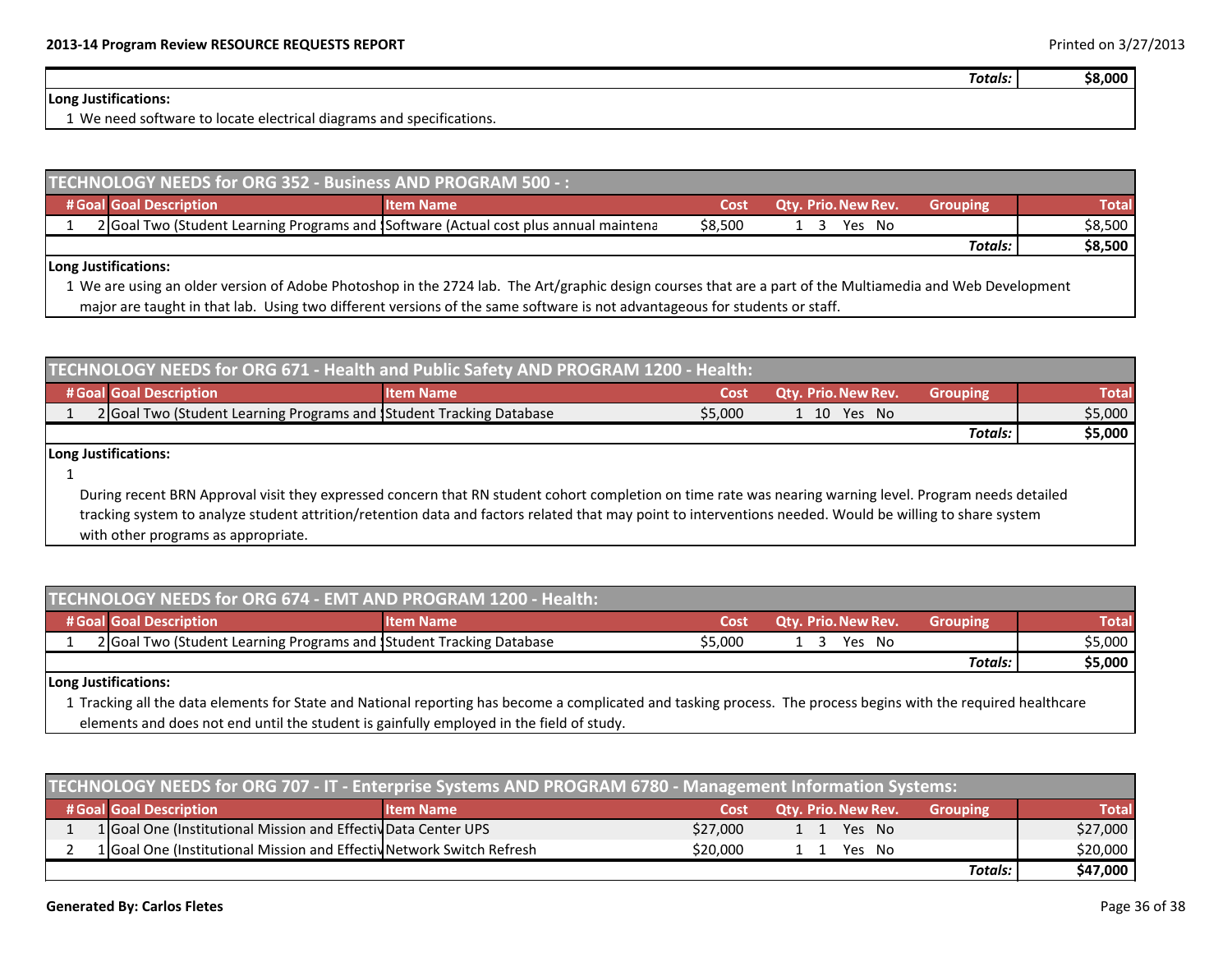| | | | | | | | | | | Totals: | $8,000 |
|---|---|---|---|---|---|---|---|---|---|---|---|

**Long Justifications:**

1 We need software to locate electrical diagrams and specifications.

## TECHNOLOGY NEEDS for ORG 352 - Business AND PROGRAM 500 - :

| # | Goal | Goal Description | Item Name | Cost | Qty. | Prio. | New | Rev. | Grouping | Total |
|---|---|---|---|---|---|---|---|---|---|---|
| 1 | 2 | Goal Two (Student Learning Programs and S | Software (Actual cost plus annual maintena | $8,500 | 1 | 3 | Yes | No | | $8,500 |
| | | | | | | | | | Totals: | $8,500 |

**Long Justifications:**

1 We are using an older version of Adobe Photoshop in the 2724 lab. The Art/graphic design courses that are a part of the Multiamedia and Web Development major are taught in that lab. Using two different versions of the same software is not advantageous for students or staff.

## TECHNOLOGY NEEDS for ORG 671 - Health and Public Safety AND PROGRAM 1200 - Health:

| # | Goal | Goal Description | Item Name | Cost | Qty. | Prio. | New | Rev. | Grouping | Total |
|---|---|---|---|---|---|---|---|---|---|---|
| 1 | 2 | Goal Two (Student Learning Programs and S | Student Tracking Database | $5,000 | 1 | 10 | Yes | No | | $5,000 |
| | | | | | | | | | Totals: | $5,000 |

**Long Justifications:**

1

During recent BRN Approval visit they expressed concern that RN student cohort completion on time rate was nearing warning level. Program needs detailed tracking system to analyze student attrition/retention data and factors related that may point to interventions needed. Would be willing to share system with other programs as appropriate.

## TECHNOLOGY NEEDS for ORG 674 - EMT AND PROGRAM 1200 - Health:

| # | Goal | Goal Description | Item Name | Cost | Qty. | Prio. | New | Rev. | Grouping | Total |
|---|---|---|---|---|---|---|---|---|---|---|
| 1 | 2 | Goal Two (Student Learning Programs and S | Student Tracking Database | $5,000 | 1 | 3 | Yes | No | | $5,000 |
| | | | | | | | | | Totals: | $5,000 |

**Long Justifications:**

1 Tracking all the data elements for State and National reporting has become a complicated and tasking process. The process begins with the required healthcare elements and does not end until the student is gainfully employed in the field of study.

## TECHNOLOGY NEEDS for ORG 707 - IT - Enterprise Systems AND PROGRAM 6780 - Management Information Systems:

| # | Goal | Goal Description | Item Name | Cost | Qty. | Prio. | New | Rev. | Grouping | Total |
|---|---|---|---|---|---|---|---|---|---|---|
| 1 | 1 | Goal One (Institutional Mission and Effectiv | Data Center UPS | $27,000 | 1 | 1 | Yes | No | | $27,000 |
| 2 | 1 | Goal One (Institutional Mission and Effectiv | Network Switch Refresh | $20,000 | 1 | 1 | Yes | No | | $20,000 |
| | | | | | | | | | Totals: | $47,000 |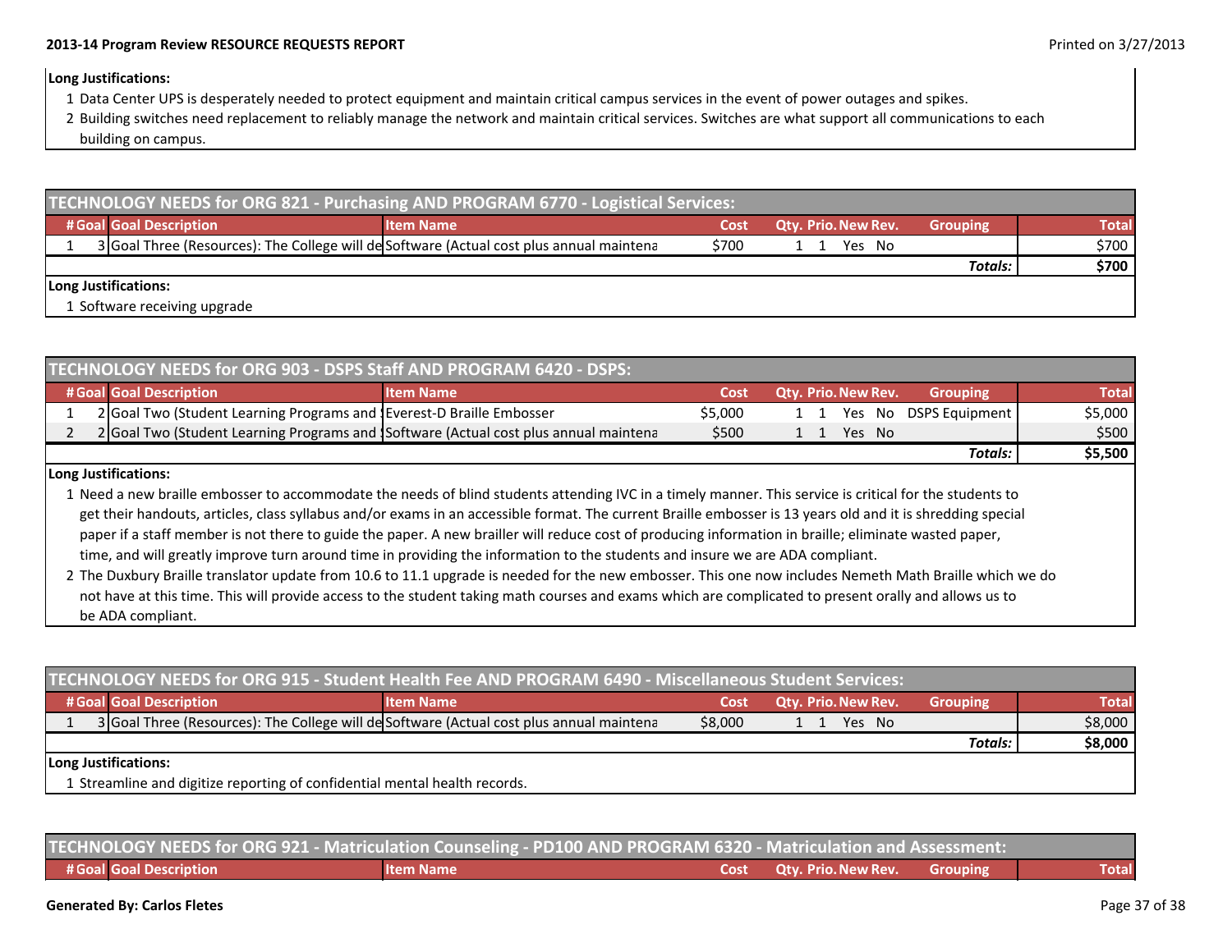**Long Justifications:**

1 Data Center UPS is desperately needed to protect equipment and maintain critical campus services in the event of power outages and spikes.

2 Building switches need replacement to reliably manage the network and maintain critical services. Switches are what support all communications to each building on campus.

## TECHNOLOGY NEEDS for ORG 821 - Purchasing AND PROGRAM 6770 - Logistical Services:

| # | Goal | Goal Description | Item Name | Cost | Qty. | Prio. | New | Rev. | Grouping | Total |
|---|---|---|---|---|---|---|---|---|---|---|
| 1 | 3 | Goal Three (Resources): The College will de | Software (Actual cost plus annual maintena | $700 | 1 | 1 | Yes | No | | $700 |
| | | | | | | | | | Totals: | $700 |

**Long Justifications:**

1 Software receiving upgrade

## TECHNOLOGY NEEDS for ORG 903 - DSPS Staff AND PROGRAM 6420 - DSPS:

| # | Goal | Goal Description | Item Name | Cost | Qty. | Prio. | New | Rev. | Grouping | Total |
|---|---|---|---|---|---|---|---|---|---|---|
| 1 | 2 | Goal Two (Student Learning Programs and S | Everest-D Braille Embosser | $5,000 | 1 | 1 | Yes | No | DSPS Equipment | $5,000 |
| 2 | 2 | Goal Two (Student Learning Programs and S | Software (Actual cost plus annual maintena | $500 | 1 | 1 | Yes | No | | $500 |
| | | | | | | | | | Totals: | $5,500 |

**Long Justifications:**

1 Need a new braille embosser to accommodate the needs of blind students attending IVC in a timely manner. This service is critical for the students to get their handouts, articles, class syllabus and/or exams in an accessible format. The current Braille embosser is 13 years old and it is shredding special paper if a staff member is not there to guide the paper. A new brailler will reduce cost of producing information in braille; eliminate wasted paper, time, and will greatly improve turn around time in providing the information to the students and insure we are ADA compliant.

2 The Duxbury Braille translator update from 10.6 to 11.1 upgrade is needed for the new embosser. This one now includes Nemeth Math Braille which we do not have at this time. This will provide access to the student taking math courses and exams which are complicated to present orally and allows us to be ADA compliant.

## TECHNOLOGY NEEDS for ORG 915 - Student Health Fee AND PROGRAM 6490 - Miscellaneous Student Services:

| # | Goal | Goal Description | Item Name | Cost | Qty. | Prio. | New | Rev. | Grouping | Total |
|---|---|---|---|---|---|---|---|---|---|---|
| 1 | 3 | Goal Three (Resources): The College will de | Software (Actual cost plus annual maintena | $8,000 | 1 | 1 | Yes | No | | $8,000 |
| | | | | | | | | | Totals: | $8,000 |

**Long Justifications:**

1 Streamline and digitize reporting of confidential mental health records.

## TECHNOLOGY NEEDS for ORG 921 - Matriculation Counseling - PD100 AND PROGRAM 6320 - Matriculation and Assessment:

| # | Goal | Goal Description | Item Name | Cost | Qty. | Prio. | New | Rev. | Grouping | Total |
|---|---|---|---|---|---|---|---|---|---|---|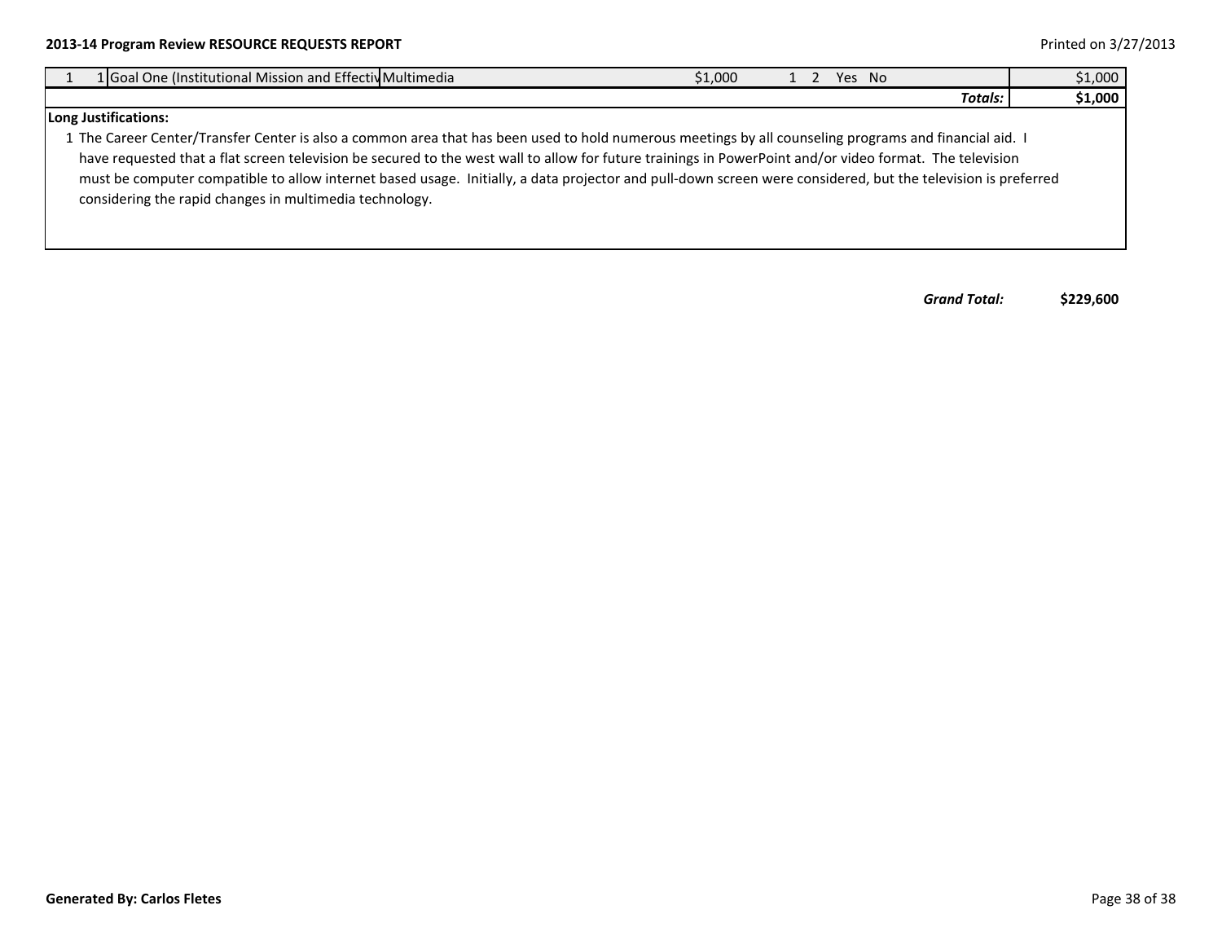| | | | | | | | | | |
|---|---|---|---|---|---|---|---|---|---|
| 1 | 1 | Goal One (Institutional Mission and Effectiv | Multimedia | $1,000 | 1 | 2 | Yes | No | $1,000 |
| | | | | | | | | **Totals:** | **$1,000** |

**Long Justifications:**

1 The Career Center/Transfer Center is also a common area that has been used to hold numerous meetings by all counseling programs and financial aid. I have requested that a flat screen television be secured to the west wall to allow for future trainings in PowerPoint and/or video format. The television must be computer compatible to allow internet based usage. Initially, a data projector and pull-down screen were considered, but the television is preferred considering the rapid changes in multimedia technology.

***Grand Total:*** **$229,600**